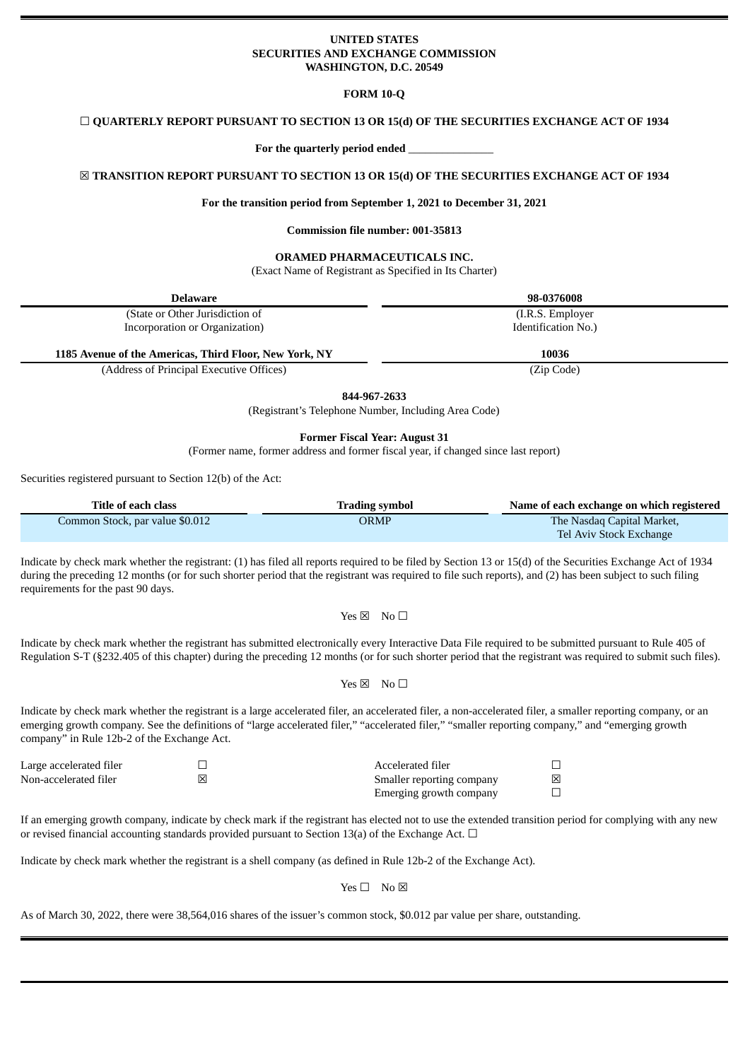**UNITED STATES**
**SECURITIES AND EXCHANGE COMMISSION**
**WASHINGTON, D.C. 20549**

**FORM 10-Q**

☐ **QUARTERLY REPORT PURSUANT TO SECTION 13 OR 15(d) OF THE SECURITIES EXCHANGE ACT OF 1934**

**For the quarterly period ended** _______________

☒ **TRANSITION REPORT PURSUANT TO SECTION 13 OR 15(d) OF THE SECURITIES EXCHANGE ACT OF 1934**

**For the transition period from September 1, 2021 to December 31, 2021**

**Commission file number: 001-35813**

**ORAMED PHARMACEUTICALS INC.**

(Exact Name of Registrant as Specified in Its Charter)

| **Delaware** | **98-0376008** |
|---|---|
| (State or Other Jurisdiction of Incorporation or Organization) | (I.R.S. Employer Identification No.) |
| **1185 Avenue of the Americas, Third Floor, New York, NY** | **10036** |
| (Address of Principal Executive Offices) | (Zip Code) |

**844-967-2633**

(Registrant's Telephone Number, Including Area Code)

**Former Fiscal Year: August 31**

(Former name, former address and former fiscal year, if changed since last report)

Securities registered pursuant to Section 12(b) of the Act:

| Title of each class | Trading symbol | Name of each exchange on which registered |
|---|---|---|
| Common Stock, par value $0.012 | ORMP | The Nasdaq Capital Market, Tel Aviv Stock Exchange |

Indicate by check mark whether the registrant: (1) has filed all reports required to be filed by Section 13 or 15(d) of the Securities Exchange Act of 1934 during the preceding 12 months (or for such shorter period that the registrant was required to file such reports), and (2) has been subject to such filing requirements for the past 90 days.

Yes ☒ No ☐

Indicate by check mark whether the registrant has submitted electronically every Interactive Data File required to be submitted pursuant to Rule 405 of Regulation S-T (§232.405 of this chapter) during the preceding 12 months (or for such shorter period that the registrant was required to submit such files).

Yes ☒ No ☐

Indicate by check mark whether the registrant is a large accelerated filer, an accelerated filer, a non-accelerated filer, a smaller reporting company, or an emerging growth company. See the definitions of "large accelerated filer," "accelerated filer," "smaller reporting company," and "emerging growth company" in Rule 12b-2 of the Exchange Act.

| | | | |
|---|---|---|---|
| Large accelerated filer | ☐ | Accelerated filer | ☐ |
| Non-accelerated filer | ☒ | Smaller reporting company | ☒ |
| | | Emerging growth company | ☐ |

If an emerging growth company, indicate by check mark if the registrant has elected not to use the extended transition period for complying with any new or revised financial accounting standards provided pursuant to Section 13(a) of the Exchange Act. ☐

Indicate by check mark whether the registrant is a shell company (as defined in Rule 12b-2 of the Exchange Act).

Yes ☐ No ☒

As of March 30, 2022, there were 38,564,016 shares of the issuer's common stock, $0.012 par value per share, outstanding.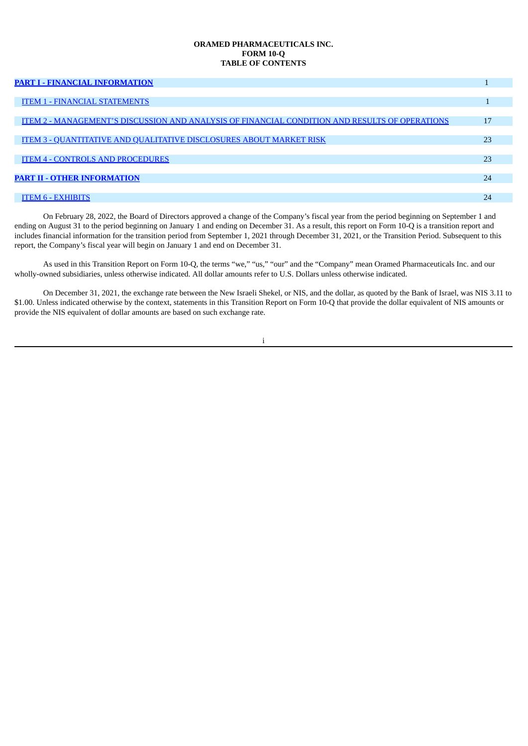**ORAMED PHARMACEUTICALS INC.**
**FORM 10-Q**
**TABLE OF CONTENTS**

| | |
|---|---|
| **PART I - FINANCIAL INFORMATION** | 1 |
| ITEM 1 - FINANCIAL STATEMENTS | 1 |
| ITEM 2 - MANAGEMENT'S DISCUSSION AND ANALYSIS OF FINANCIAL CONDITION AND RESULTS OF OPERATIONS | 17 |
| ITEM 3 - QUANTITATIVE AND QUALITATIVE DISCLOSURES ABOUT MARKET RISK | 23 |
| ITEM 4 - CONTROLS AND PROCEDURES | 23 |
| **PART II - OTHER INFORMATION** | 24 |
| ITEM 6 - EXHIBITS | 24 |

On February 28, 2022, the Board of Directors approved a change of the Company's fiscal year from the period beginning on September 1 and ending on August 31 to the period beginning on January 1 and ending on December 31. As a result, this report on Form 10-Q is a transition report and includes financial information for the transition period from September 1, 2021 through December 31, 2021, or the Transition Period. Subsequent to this report, the Company's fiscal year will begin on January 1 and end on December 31.

As used in this Transition Report on Form 10-Q, the terms "we," "us," "our" and the "Company" mean Oramed Pharmaceuticals Inc. and our wholly-owned subsidiaries, unless otherwise indicated. All dollar amounts refer to U.S. Dollars unless otherwise indicated.

On December 31, 2021, the exchange rate between the New Israeli Shekel, or NIS, and the dollar, as quoted by the Bank of Israel, was NIS 3.11 to $1.00. Unless indicated otherwise by the context, statements in this Transition Report on Form 10-Q that provide the dollar equivalent of NIS amounts or provide the NIS equivalent of dollar amounts are based on such exchange rate.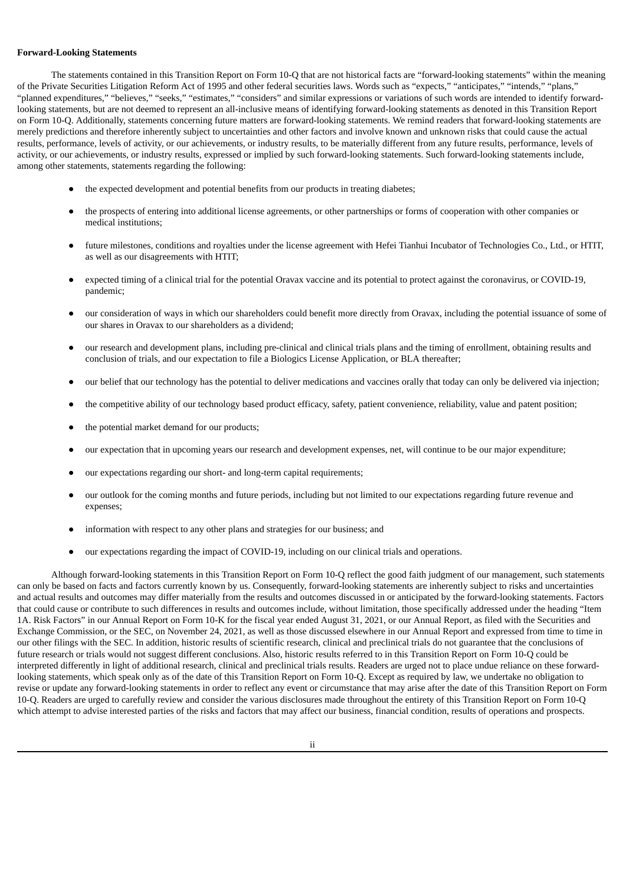**Forward-Looking Statements**

The statements contained in this Transition Report on Form 10-Q that are not historical facts are "forward-looking statements" within the meaning of the Private Securities Litigation Reform Act of 1995 and other federal securities laws. Words such as "expects," "anticipates," "intends," "plans," "planned expenditures," "believes," "seeks," "estimates," "considers" and similar expressions or variations of such words are intended to identify forward-looking statements, but are not deemed to represent an all-inclusive means of identifying forward-looking statements as denoted in this Transition Report on Form 10-Q. Additionally, statements concerning future matters are forward-looking statements. We remind readers that forward-looking statements are merely predictions and therefore inherently subject to uncertainties and other factors and involve known and unknown risks that could cause the actual results, performance, levels of activity, or our achievements, or industry results, to be materially different from any future results, performance, levels of activity, or our achievements, or industry results, expressed or implied by such forward-looking statements. Such forward-looking statements include, among other statements, statements regarding the following:

- the expected development and potential benefits from our products in treating diabetes;
- the prospects of entering into additional license agreements, or other partnerships or forms of cooperation with other companies or medical institutions;
- future milestones, conditions and royalties under the license agreement with Hefei Tianhui Incubator of Technologies Co., Ltd., or HTIT, as well as our disagreements with HTIT;
- expected timing of a clinical trial for the potential Oravax vaccine and its potential to protect against the coronavirus, or COVID-19, pandemic;
- our consideration of ways in which our shareholders could benefit more directly from Oravax, including the potential issuance of some of our shares in Oravax to our shareholders as a dividend;
- our research and development plans, including pre-clinical and clinical trials plans and the timing of enrollment, obtaining results and conclusion of trials, and our expectation to file a Biologics License Application, or BLA thereafter;
- our belief that our technology has the potential to deliver medications and vaccines orally that today can only be delivered via injection;
- the competitive ability of our technology based product efficacy, safety, patient convenience, reliability, value and patent position;
- the potential market demand for our products;
- our expectation that in upcoming years our research and development expenses, net, will continue to be our major expenditure;
- our expectations regarding our short- and long-term capital requirements;
- our outlook for the coming months and future periods, including but not limited to our expectations regarding future revenue and expenses;
- information with respect to any other plans and strategies for our business; and
- our expectations regarding the impact of COVID-19, including on our clinical trials and operations.

Although forward-looking statements in this Transition Report on Form 10-Q reflect the good faith judgment of our management, such statements can only be based on facts and factors currently known by us. Consequently, forward-looking statements are inherently subject to risks and uncertainties and actual results and outcomes may differ materially from the results and outcomes discussed in or anticipated by the forward-looking statements. Factors that could cause or contribute to such differences in results and outcomes include, without limitation, those specifically addressed under the heading "Item 1A. Risk Factors" in our Annual Report on Form 10-K for the fiscal year ended August 31, 2021, or our Annual Report, as filed with the Securities and Exchange Commission, or the SEC, on November 24, 2021, as well as those discussed elsewhere in our Annual Report and expressed from time to time in our other filings with the SEC. In addition, historic results of scientific research, clinical and preclinical trials do not guarantee that the conclusions of future research or trials would not suggest different conclusions. Also, historic results referred to in this Transition Report on Form 10-Q could be interpreted differently in light of additional research, clinical and preclinical trials results. Readers are urged not to place undue reliance on these forward-looking statements, which speak only as of the date of this Transition Report on Form 10-Q. Except as required by law, we undertake no obligation to revise or update any forward-looking statements in order to reflect any event or circumstance that may arise after the date of this Transition Report on Form 10-Q. Readers are urged to carefully review and consider the various disclosures made throughout the entirety of this Transition Report on Form 10-Q which attempt to advise interested parties of the risks and factors that may affect our business, financial condition, results of operations and prospects.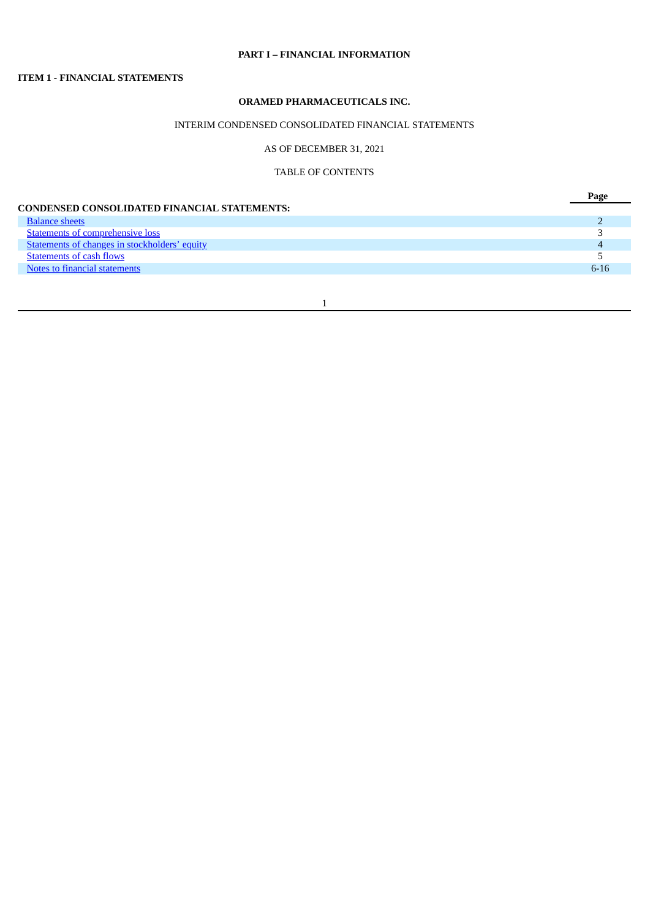# PART I – FINANCIAL INFORMATION

## ITEM 1 - FINANCIAL STATEMENTS

### ORAMED PHARMACEUTICALS INC.

INTERIM CONDENSED CONSOLIDATED FINANCIAL STATEMENTS

AS OF DECEMBER 31, 2021

TABLE OF CONTENTS

| | Page |
|---|---|
| **CONDENSED CONSOLIDATED FINANCIAL STATEMENTS:** | |
| Balance sheets | 2 |
| Statements of comprehensive loss | 3 |
| Statements of changes in stockholders' equity | 4 |
| Statements of cash flows | 5 |
| Notes to financial statements | 6-16 |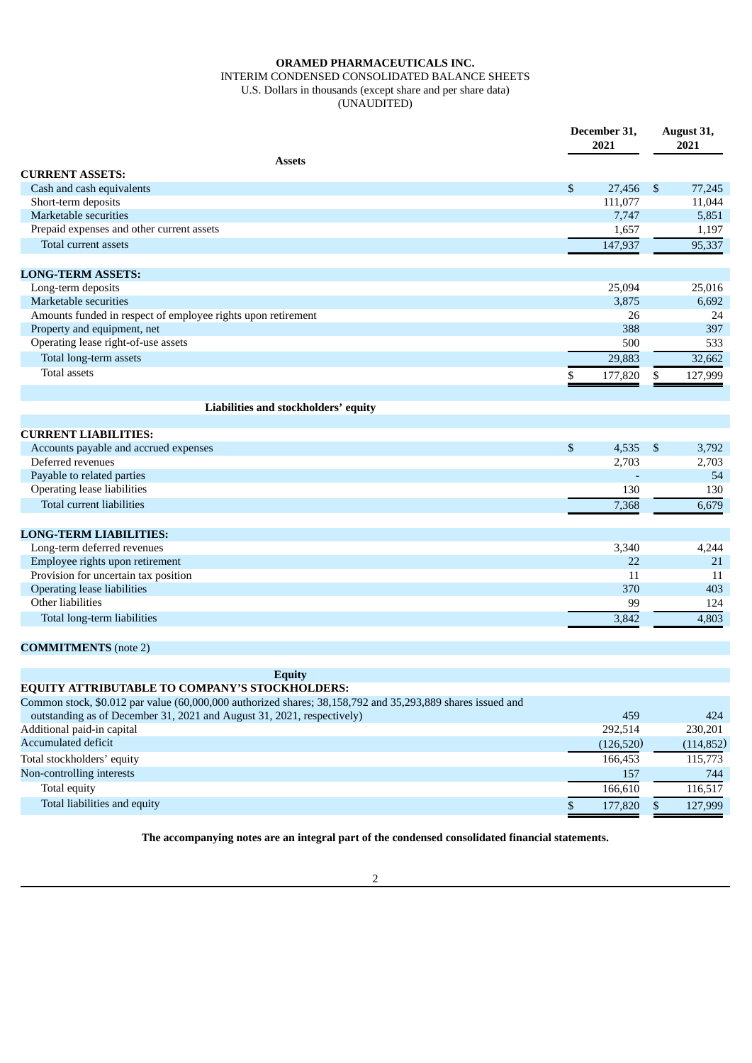**ORAMED PHARMACEUTICALS INC.**

INTERIM CONDENSED CONSOLIDATED BALANCE SHEETS

U.S. Dollars in thousands (except share and per share data)

(UNAUDITED)

| | December 31, 2021 | August 31, 2021 |
|---|---|---|
| **Assets** | | |
| **CURRENT ASSETS:** | | |
| Cash and cash equivalents | $ 27,456 | $ 77,245 |
| Short-term deposits | 111,077 | 11,044 |
| Marketable securities | 7,747 | 5,851 |
| Prepaid expenses and other current assets | 1,657 | 1,197 |
| Total current assets | 147,937 | 95,337 |
| | | |
| **LONG-TERM ASSETS:** | | |
| Long-term deposits | 25,094 | 25,016 |
| Marketable securities | 3,875 | 6,692 |
| Amounts funded in respect of employee rights upon retirement | 26 | 24 |
| Property and equipment, net | 388 | 397 |
| Operating lease right-of-use assets | 500 | 533 |
| Total long-term assets | 29,883 | 32,662 |
| Total assets | $ 177,820 | $ 127,999 |
| | | |
| **Liabilities and stockholders' equity** | | |
| | | |
| **CURRENT LIABILITIES:** | | |
| Accounts payable and accrued expenses | $ 4,535 | $ 3,792 |
| Deferred revenues | 2,703 | 2,703 |
| Payable to related parties | - | 54 |
| Operating lease liabilities | 130 | 130 |
| Total current liabilities | 7,368 | 6,679 |
| | | |
| **LONG-TERM LIABILITIES:** | | |
| Long-term deferred revenues | 3,340 | 4,244 |
| Employee rights upon retirement | 22 | 21 |
| Provision for uncertain tax position | 11 | 11 |
| Operating lease liabilities | 370 | 403 |
| Other liabilities | 99 | 124 |
| Total long-term liabilities | 3,842 | 4,803 |
| | | |
| **COMMITMENTS** (note 2) | | |
| | | |
| **Equity** | | |
| **EQUITY ATTRIBUTABLE TO COMPANY'S STOCKHOLDERS:** | | |
| Common stock, $0.012 par value (60,000,000 authorized shares; 38,158,792 and 35,293,889 shares issued and outstanding as of December 31, 2021 and August 31, 2021, respectively) | 459 | 424 |
| Additional paid-in capital | 292,514 | 230,201 |
| Accumulated deficit | (126,520) | (114,852) |
| Total stockholders' equity | 166,453 | 115,773 |
| Non-controlling interests | 157 | 744 |
| Total equity | 166,610 | 116,517 |
| Total liabilities and equity | $ 177,820 | $ 127,999 |

**The accompanying notes are an integral part of the condensed consolidated financial statements.**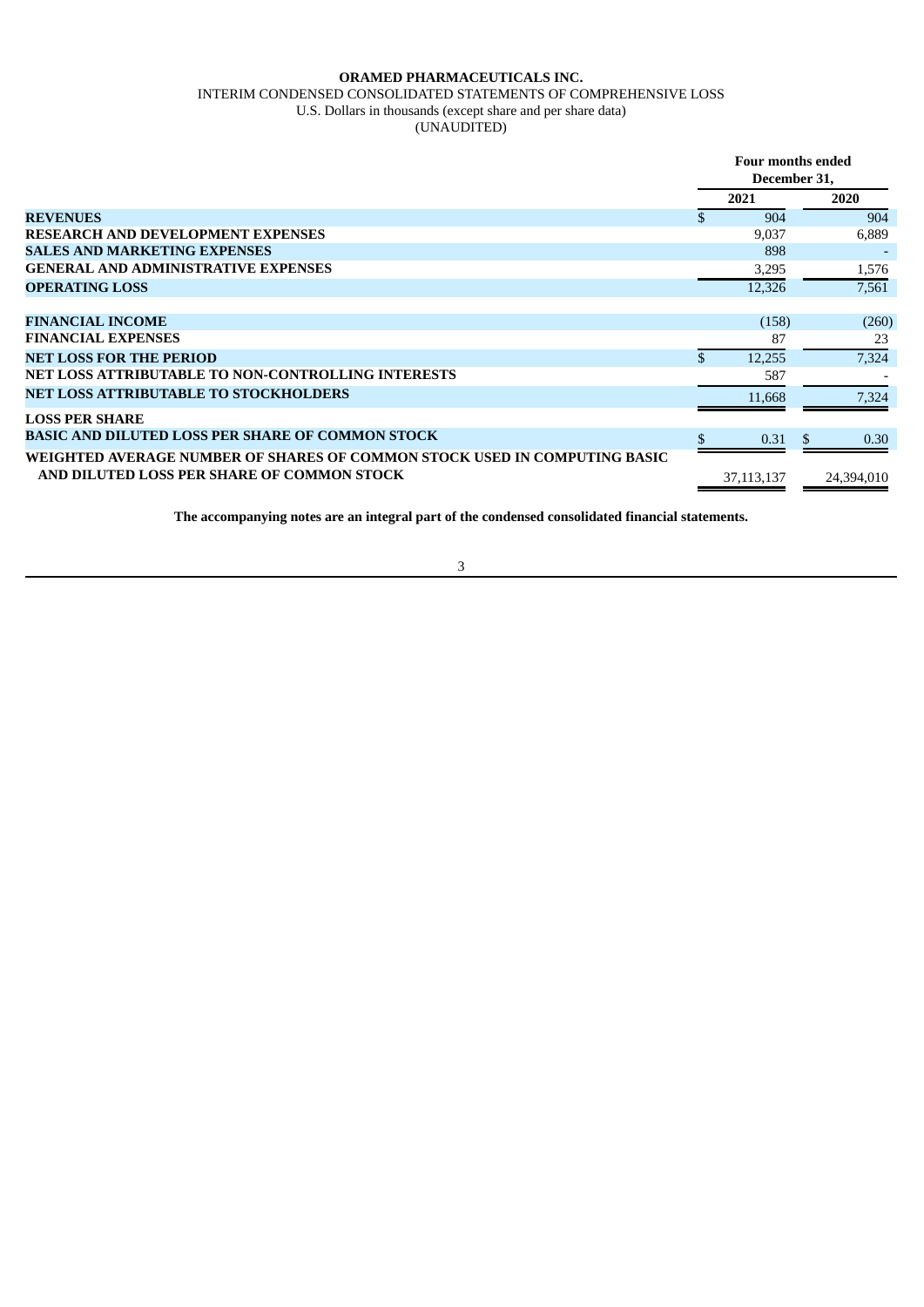**ORAMED PHARMACEUTICALS INC.**

INTERIM CONDENSED CONSOLIDATED STATEMENTS OF COMPREHENSIVE LOSS

U.S. Dollars in thousands (except share and per share data)

(UNAUDITED)

| | Four months ended December 31, | |
|---|---|---|
| | **2021** | **2020** |
| **REVENUES** | $ 904 | 904 |
| **RESEARCH AND DEVELOPMENT EXPENSES** | 9,037 | 6,889 |
| **SALES AND MARKETING EXPENSES** | 898 | - |
| **GENERAL AND ADMINISTRATIVE EXPENSES** | 3,295 | 1,576 |
| **OPERATING LOSS** | 12,326 | 7,561 |
| | | |
| **FINANCIAL INCOME** | (158) | (260) |
| **FINANCIAL EXPENSES** | 87 | 23 |
| **NET LOSS FOR THE PERIOD** | $ 12,255 | 7,324 |
| **NET LOSS ATTRIBUTABLE TO NON-CONTROLLING INTERESTS** | 587 | - |
| **NET LOSS ATTRIBUTABLE TO STOCKHOLDERS** | 11,668 | 7,324 |
| **LOSS PER SHARE** | | |
| **BASIC AND DILUTED LOSS PER SHARE OF COMMON STOCK** | $ 0.31 | $ 0.30 |
| **WEIGHTED AVERAGE NUMBER OF SHARES OF COMMON STOCK USED IN COMPUTING BASIC AND DILUTED LOSS PER SHARE OF COMMON STOCK** | 37,113,137 | 24,394,010 |

**The accompanying notes are an integral part of the condensed consolidated financial statements.**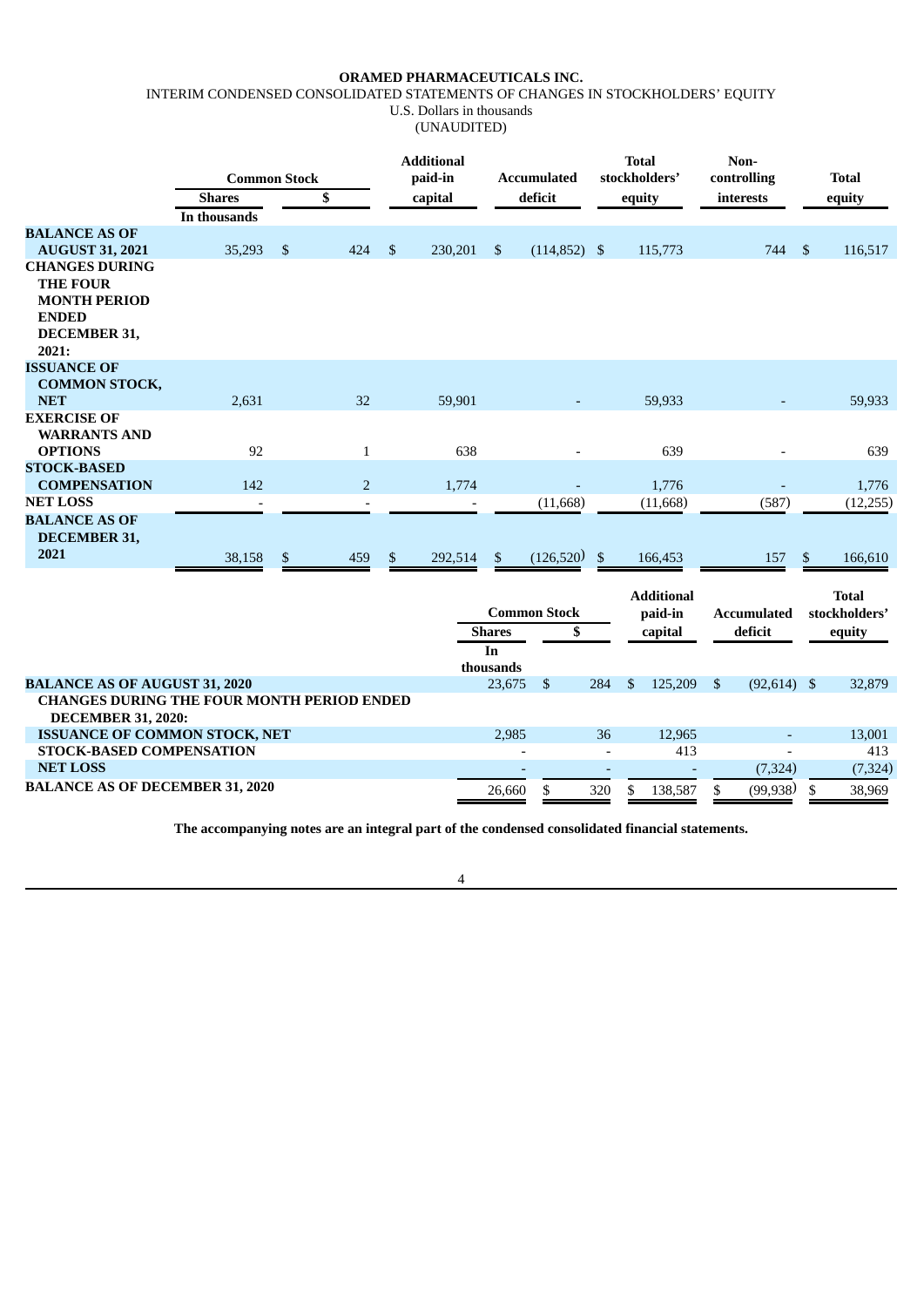**ORAMED PHARMACEUTICALS INC.**

INTERIM CONDENSED CONSOLIDATED STATEMENTS OF CHANGES IN STOCKHOLDERS' EQUITY

U.S. Dollars in thousands

(UNAUDITED)

| | Common Stock | | Additional paid-in capital | Accumulated deficit | Total stockholders' equity | Non-controlling interests | Total equity |
|---|---|---|---|---|---|---|---|
| | Shares | $ | | | | | |
| | In thousands | | | | | | |
| **BALANCE AS OF AUGUST 31, 2021** | 35,293 | $ 424 | $ 230,201 | $ (114,852) | $ 115,773 | 744 | $ 116,517 |
| **CHANGES DURING THE FOUR MONTH PERIOD ENDED DECEMBER 31, 2021:** | | | | | | | |
| **ISSUANCE OF COMMON STOCK, NET** | 2,631 | 32 | 59,901 | - | 59,933 | - | 59,933 |
| **EXERCISE OF WARRANTS AND OPTIONS** | 92 | 1 | 638 | - | 639 | - | 639 |
| **STOCK-BASED COMPENSATION** | 142 | 2 | 1,774 | - | 1,776 | - | 1,776 |
| **NET LOSS** | - | - | - | (11,668) | (11,668) | (587) | (12,255) |
| **BALANCE AS OF DECEMBER 31, 2021** | 38,158 | $ 459 | $ 292,514 | $ (126,520) | $ 166,453 | 157 | $ 166,610 |

| | Common Stock | | Additional paid-in capital | Accumulated deficit | Total stockholders' equity |
|---|---|---|---|---|---|
| | Shares | $ | | | |
| | In thousands | | | | |
| **BALANCE AS OF AUGUST 31, 2020** | 23,675 | $ 284 | $ 125,209 | $ (92,614) | $ 32,879 |
| **CHANGES DURING THE FOUR MONTH PERIOD ENDED DECEMBER 31, 2020:** | | | | | |
| **ISSUANCE OF COMMON STOCK, NET** | 2,985 | 36 | 12,965 | - | 13,001 |
| **STOCK-BASED COMPENSATION** | - | - | 413 | - | 413 |
| **NET LOSS** | - | - | - | (7,324) | (7,324) |
| **BALANCE AS OF DECEMBER 31, 2020** | 26,660 | $ 320 | $ 138,587 | $ (99,938) | $ 38,969 |

**The accompanying notes are an integral part of the condensed consolidated financial statements.**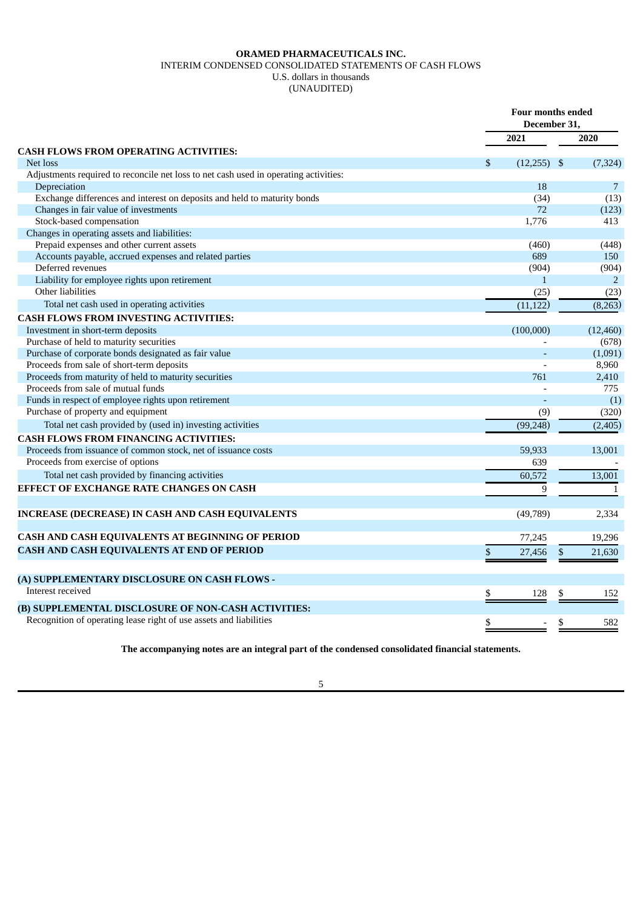**ORAMED PHARMACEUTICALS INC.**
INTERIM CONDENSED CONSOLIDATED STATEMENTS OF CASH FLOWS
U.S. dollars in thousands
(UNAUDITED)

| | Four months ended December 31, | |
|---|---|---|
| | 2021 | 2020 |
| **CASH FLOWS FROM OPERATING ACTIVITIES:** | | |
| Net loss | $ (12,255) | $ (7,324) |
| Adjustments required to reconcile net loss to net cash used in operating activities: | | |
| Depreciation | 18 | 7 |
| Exchange differences and interest on deposits and held to maturity bonds | (34) | (13) |
| Changes in fair value of investments | 72 | (123) |
| Stock-based compensation | 1,776 | 413 |
| Changes in operating assets and liabilities: | | |
| Prepaid expenses and other current assets | (460) | (448) |
| Accounts payable, accrued expenses and related parties | 689 | 150 |
| Deferred revenues | (904) | (904) |
| Liability for employee rights upon retirement | 1 | 2 |
| Other liabilities | (25) | (23) |
| Total net cash used in operating activities | (11,122) | (8,263) |
| **CASH FLOWS FROM INVESTING ACTIVITIES:** | | |
| Investment in short-term deposits | (100,000) | (12,460) |
| Purchase of held to maturity securities | - | (678) |
| Purchase of corporate bonds designated as fair value | - | (1,091) |
| Proceeds from sale of short-term deposits | - | 8,960 |
| Proceeds from maturity of held to maturity securities | 761 | 2,410 |
| Proceeds from sale of mutual funds | - | 775 |
| Funds in respect of employee rights upon retirement | - | (1) |
| Purchase of property and equipment | (9) | (320) |
| Total net cash provided by (used in) investing activities | (99,248) | (2,405) |
| **CASH FLOWS FROM FINANCING ACTIVITIES:** | | |
| Proceeds from issuance of common stock, net of issuance costs | 59,933 | 13,001 |
| Proceeds from exercise of options | 639 | - |
| Total net cash provided by financing activities | 60,572 | 13,001 |
| **EFFECT OF EXCHANGE RATE CHANGES ON CASH** | 9 | 1 |
| **INCREASE (DECREASE) IN CASH AND CASH EQUIVALENTS** | (49,789) | 2,334 |
| **CASH AND CASH EQUIVALENTS AT BEGINNING OF PERIOD** | 77,245 | 19,296 |
| **CASH AND CASH EQUIVALENTS AT END OF PERIOD** | $ 27,456 | $ 21,630 |
| **(A) SUPPLEMENTARY DISCLOSURE ON CASH FLOWS -** | | |
| Interest received | $ 128 | $ 152 |
| **(B) SUPPLEMENTAL DISCLOSURE OF NON-CASH ACTIVITIES:** | | |
| Recognition of operating lease right of use assets and liabilities | $ - | $ 582 |

**The accompanying notes are an integral part of the condensed consolidated financial statements.**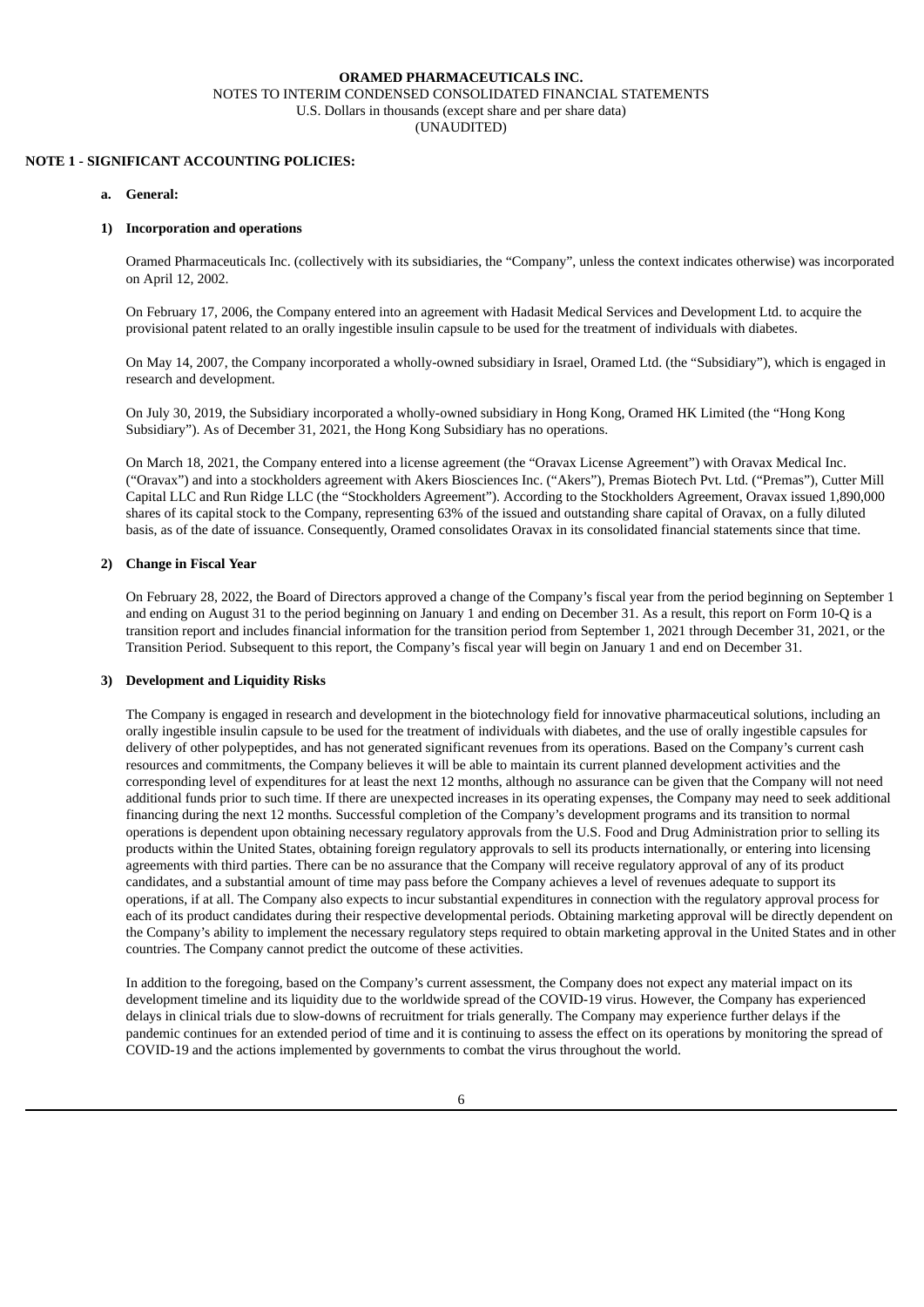**ORAMED PHARMACEUTICALS INC.**
NOTES TO INTERIM CONDENSED CONSOLIDATED FINANCIAL STATEMENTS
U.S. Dollars in thousands (except share and per share data)
(UNAUDITED)

## NOTE 1 - SIGNIFICANT ACCOUNTING POLICIES:

### a. General:

#### 1) Incorporation and operations

Oramed Pharmaceuticals Inc. (collectively with its subsidiaries, the "Company", unless the context indicates otherwise) was incorporated on April 12, 2002.

On February 17, 2006, the Company entered into an agreement with Hadasit Medical Services and Development Ltd. to acquire the provisional patent related to an orally ingestible insulin capsule to be used for the treatment of individuals with diabetes.

On May 14, 2007, the Company incorporated a wholly-owned subsidiary in Israel, Oramed Ltd. (the "Subsidiary"), which is engaged in research and development.

On July 30, 2019, the Subsidiary incorporated a wholly-owned subsidiary in Hong Kong, Oramed HK Limited (the "Hong Kong Subsidiary"). As of December 31, 2021, the Hong Kong Subsidiary has no operations.

On March 18, 2021, the Company entered into a license agreement (the "Oravax License Agreement") with Oravax Medical Inc. ("Oravax") and into a stockholders agreement with Akers Biosciences Inc. ("Akers"), Premas Biotech Pvt. Ltd. ("Premas"), Cutter Mill Capital LLC and Run Ridge LLC (the "Stockholders Agreement"). According to the Stockholders Agreement, Oravax issued 1,890,000 shares of its capital stock to the Company, representing 63% of the issued and outstanding share capital of Oravax, on a fully diluted basis, as of the date of issuance. Consequently, Oramed consolidates Oravax in its consolidated financial statements since that time.

#### 2) Change in Fiscal Year

On February 28, 2022, the Board of Directors approved a change of the Company's fiscal year from the period beginning on September 1 and ending on August 31 to the period beginning on January 1 and ending on December 31. As a result, this report on Form 10-Q is a transition report and includes financial information for the transition period from September 1, 2021 through December 31, 2021, or the Transition Period. Subsequent to this report, the Company's fiscal year will begin on January 1 and end on December 31.

#### 3) Development and Liquidity Risks

The Company is engaged in research and development in the biotechnology field for innovative pharmaceutical solutions, including an orally ingestible insulin capsule to be used for the treatment of individuals with diabetes, and the use of orally ingestible capsules for delivery of other polypeptides, and has not generated significant revenues from its operations. Based on the Company's current cash resources and commitments, the Company believes it will be able to maintain its current planned development activities and the corresponding level of expenditures for at least the next 12 months, although no assurance can be given that the Company will not need additional funds prior to such time. If there are unexpected increases in its operating expenses, the Company may need to seek additional financing during the next 12 months. Successful completion of the Company's development programs and its transition to normal operations is dependent upon obtaining necessary regulatory approvals from the U.S. Food and Drug Administration prior to selling its products within the United States, obtaining foreign regulatory approvals to sell its products internationally, or entering into licensing agreements with third parties. There can be no assurance that the Company will receive regulatory approval of any of its product candidates, and a substantial amount of time may pass before the Company achieves a level of revenues adequate to support its operations, if at all. The Company also expects to incur substantial expenditures in connection with the regulatory approval process for each of its product candidates during their respective developmental periods. Obtaining marketing approval will be directly dependent on the Company's ability to implement the necessary regulatory steps required to obtain marketing approval in the United States and in other countries. The Company cannot predict the outcome of these activities.

In addition to the foregoing, based on the Company's current assessment, the Company does not expect any material impact on its development timeline and its liquidity due to the worldwide spread of the COVID-19 virus. However, the Company has experienced delays in clinical trials due to slow-downs of recruitment for trials generally. The Company may experience further delays if the pandemic continues for an extended period of time and it is continuing to assess the effect on its operations by monitoring the spread of COVID-19 and the actions implemented by governments to combat the virus throughout the world.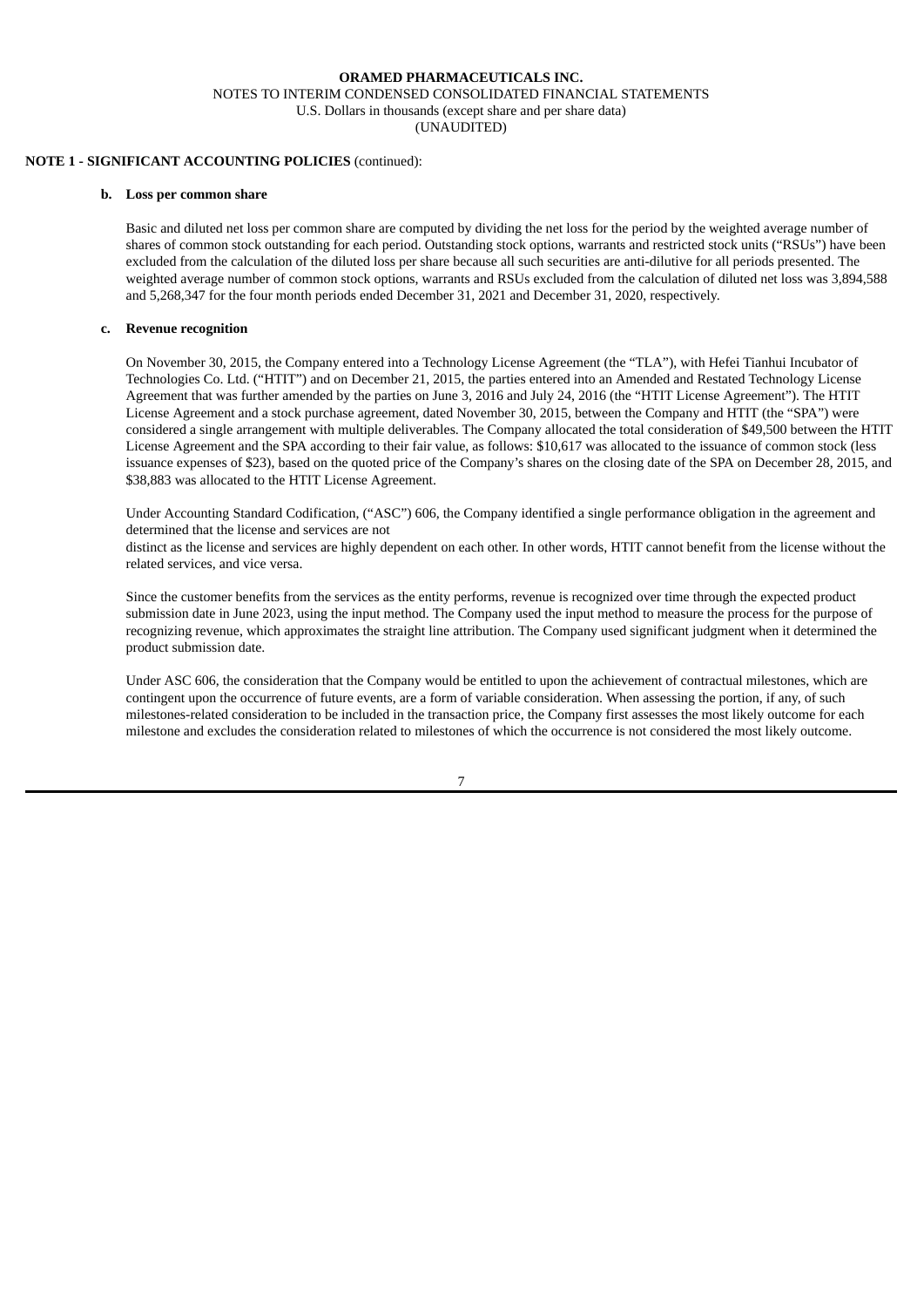**NOTE 1 - SIGNIFICANT ACCOUNTING POLICIES** (continued):

**b. Loss per common share**

Basic and diluted net loss per common share are computed by dividing the net loss for the period by the weighted average number of shares of common stock outstanding for each period. Outstanding stock options, warrants and restricted stock units ("RSUs") have been excluded from the calculation of the diluted loss per share because all such securities are anti-dilutive for all periods presented. The weighted average number of common stock options, warrants and RSUs excluded from the calculation of diluted net loss was 3,894,588 and 5,268,347 for the four month periods ended December 31, 2021 and December 31, 2020, respectively.

**c. Revenue recognition**

On November 30, 2015, the Company entered into a Technology License Agreement (the "TLA"), with Hefei Tianhui Incubator of Technologies Co. Ltd. ("HTIT") and on December 21, 2015, the parties entered into an Amended and Restated Technology License Agreement that was further amended by the parties on June 3, 2016 and July 24, 2016 (the "HTIT License Agreement"). The HTIT License Agreement and a stock purchase agreement, dated November 30, 2015, between the Company and HTIT (the "SPA") were considered a single arrangement with multiple deliverables. The Company allocated the total consideration of $49,500 between the HTIT License Agreement and the SPA according to their fair value, as follows: $10,617 was allocated to the issuance of common stock (less issuance expenses of $23), based on the quoted price of the Company's shares on the closing date of the SPA on December 28, 2015, and $38,883 was allocated to the HTIT License Agreement.

Under Accounting Standard Codification, ("ASC") 606, the Company identified a single performance obligation in the agreement and determined that the license and services are not distinct as the license and services are highly dependent on each other. In other words, HTIT cannot benefit from the license without the related services, and vice versa.

Since the customer benefits from the services as the entity performs, revenue is recognized over time through the expected product submission date in June 2023, using the input method. The Company used the input method to measure the process for the purpose of recognizing revenue, which approximates the straight line attribution. The Company used significant judgment when it determined the product submission date.

Under ASC 606, the consideration that the Company would be entitled to upon the achievement of contractual milestones, which are contingent upon the occurrence of future events, are a form of variable consideration. When assessing the portion, if any, of such milestones-related consideration to be included in the transaction price, the Company first assesses the most likely outcome for each milestone and excludes the consideration related to milestones of which the occurrence is not considered the most likely outcome.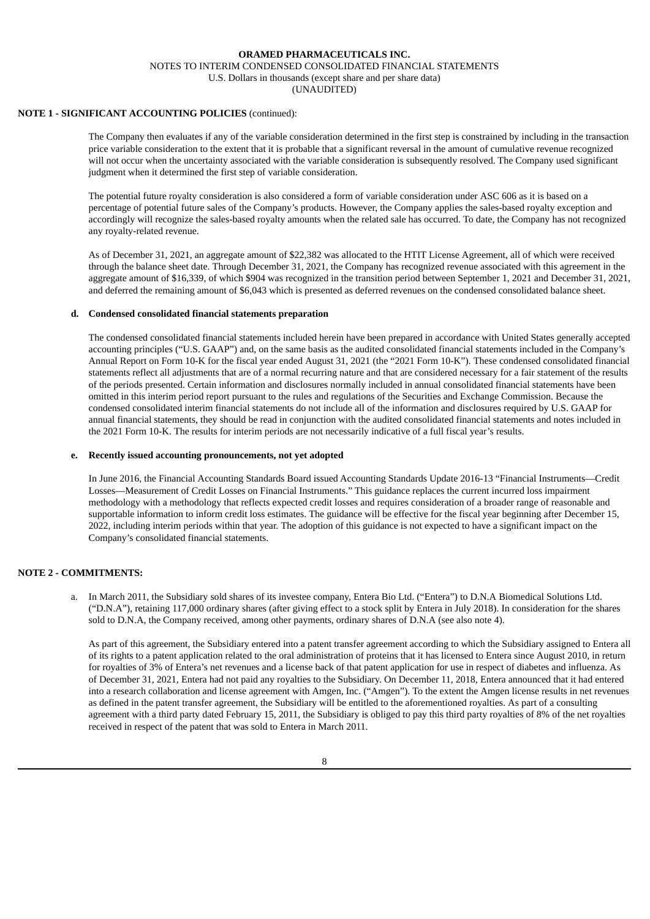**NOTE 1 - SIGNIFICANT ACCOUNTING POLICIES** (continued):

The Company then evaluates if any of the variable consideration determined in the first step is constrained by including in the transaction price variable consideration to the extent that it is probable that a significant reversal in the amount of cumulative revenue recognized will not occur when the uncertainty associated with the variable consideration is subsequently resolved. The Company used significant judgment when it determined the first step of variable consideration.

The potential future royalty consideration is also considered a form of variable consideration under ASC 606 as it is based on a percentage of potential future sales of the Company's products. However, the Company applies the sales-based royalty exception and accordingly will recognize the sales-based royalty amounts when the related sale has occurred. To date, the Company has not recognized any royalty-related revenue.

As of December 31, 2021, an aggregate amount of $22,382 was allocated to the HTIT License Agreement, all of which were received through the balance sheet date. Through December 31, 2021, the Company has recognized revenue associated with this agreement in the aggregate amount of $16,339, of which $904 was recognized in the transition period between September 1, 2021 and December 31, 2021, and deferred the remaining amount of $6,043 which is presented as deferred revenues on the condensed consolidated balance sheet.

**d. Condensed consolidated financial statements preparation**

The condensed consolidated financial statements included herein have been prepared in accordance with United States generally accepted accounting principles ("U.S. GAAP") and, on the same basis as the audited consolidated financial statements included in the Company's Annual Report on Form 10-K for the fiscal year ended August 31, 2021 (the "2021 Form 10-K"). These condensed consolidated financial statements reflect all adjustments that are of a normal recurring nature and that are considered necessary for a fair statement of the results of the periods presented. Certain information and disclosures normally included in annual consolidated financial statements have been omitted in this interim period report pursuant to the rules and regulations of the Securities and Exchange Commission. Because the condensed consolidated interim financial statements do not include all of the information and disclosures required by U.S. GAAP for annual financial statements, they should be read in conjunction with the audited consolidated financial statements and notes included in the 2021 Form 10-K. The results for interim periods are not necessarily indicative of a full fiscal year's results.

**e. Recently issued accounting pronouncements, not yet adopted**

In June 2016, the Financial Accounting Standards Board issued Accounting Standards Update 2016-13 "Financial Instruments—Credit Losses—Measurement of Credit Losses on Financial Instruments." This guidance replaces the current incurred loss impairment methodology with a methodology that reflects expected credit losses and requires consideration of a broader range of reasonable and supportable information to inform credit loss estimates. The guidance will be effective for the fiscal year beginning after December 15, 2022, including interim periods within that year. The adoption of this guidance is not expected to have a significant impact on the Company's consolidated financial statements.

## NOTE 2 - COMMITMENTS:

a. In March 2011, the Subsidiary sold shares of its investee company, Entera Bio Ltd. ("Entera") to D.N.A Biomedical Solutions Ltd. ("D.N.A"), retaining 117,000 ordinary shares (after giving effect to a stock split by Entera in July 2018). In consideration for the shares sold to D.N.A, the Company received, among other payments, ordinary shares of D.N.A (see also note 4).

As part of this agreement, the Subsidiary entered into a patent transfer agreement according to which the Subsidiary assigned to Entera all of its rights to a patent application related to the oral administration of proteins that it has licensed to Entera since August 2010, in return for royalties of 3% of Entera's net revenues and a license back of that patent application for use in respect of diabetes and influenza. As of December 31, 2021, Entera had not paid any royalties to the Subsidiary. On December 11, 2018, Entera announced that it had entered into a research collaboration and license agreement with Amgen, Inc. ("Amgen"). To the extent the Amgen license results in net revenues as defined in the patent transfer agreement, the Subsidiary will be entitled to the aforementioned royalties. As part of a consulting agreement with a third party dated February 15, 2011, the Subsidiary is obliged to pay this third party royalties of 8% of the net royalties received in respect of the patent that was sold to Entera in March 2011.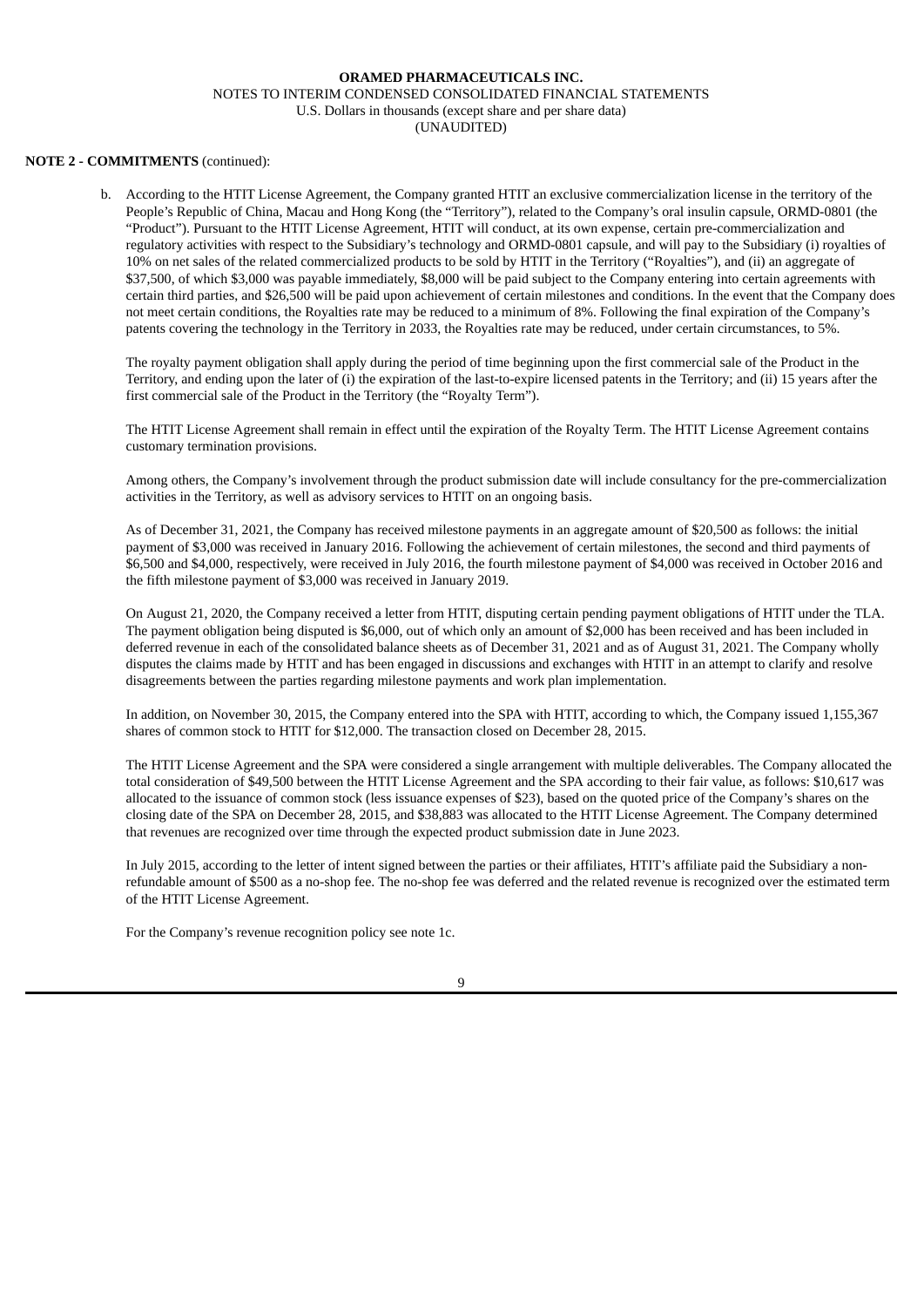**NOTE 2 - COMMITMENTS** (continued):

b. According to the HTIT License Agreement, the Company granted HTIT an exclusive commercialization license in the territory of the People's Republic of China, Macau and Hong Kong (the "Territory"), related to the Company's oral insulin capsule, ORMD-0801 (the "Product"). Pursuant to the HTIT License Agreement, HTIT will conduct, at its own expense, certain pre-commercialization and regulatory activities with respect to the Subsidiary's technology and ORMD-0801 capsule, and will pay to the Subsidiary (i) royalties of 10% on net sales of the related commercialized products to be sold by HTIT in the Territory ("Royalties"), and (ii) an aggregate of $37,500, of which $3,000 was payable immediately, $8,000 will be paid subject to the Company entering into certain agreements with certain third parties, and $26,500 will be paid upon achievement of certain milestones and conditions. In the event that the Company does not meet certain conditions, the Royalties rate may be reduced to a minimum of 8%. Following the final expiration of the Company's patents covering the technology in the Territory in 2033, the Royalties rate may be reduced, under certain circumstances, to 5%.

   The royalty payment obligation shall apply during the period of time beginning upon the first commercial sale of the Product in the Territory, and ending upon the later of (i) the expiration of the last-to-expire licensed patents in the Territory; and (ii) 15 years after the first commercial sale of the Product in the Territory (the "Royalty Term").

   The HTIT License Agreement shall remain in effect until the expiration of the Royalty Term. The HTIT License Agreement contains customary termination provisions.

   Among others, the Company's involvement through the product submission date will include consultancy for the pre-commercialization activities in the Territory, as well as advisory services to HTIT on an ongoing basis.

   As of December 31, 2021, the Company has received milestone payments in an aggregate amount of $20,500 as follows: the initial payment of $3,000 was received in January 2016. Following the achievement of certain milestones, the second and third payments of $6,500 and $4,000, respectively, were received in July 2016, the fourth milestone payment of $4,000 was received in October 2016 and the fifth milestone payment of $3,000 was received in January 2019.

   On August 21, 2020, the Company received a letter from HTIT, disputing certain pending payment obligations of HTIT under the TLA. The payment obligation being disputed is $6,000, out of which only an amount of $2,000 has been received and has been included in deferred revenue in each of the consolidated balance sheets as of December 31, 2021 and as of August 31, 2021. The Company wholly disputes the claims made by HTIT and has been engaged in discussions and exchanges with HTIT in an attempt to clarify and resolve disagreements between the parties regarding milestone payments and work plan implementation.

   In addition, on November 30, 2015, the Company entered into the SPA with HTIT, according to which, the Company issued 1,155,367 shares of common stock to HTIT for $12,000. The transaction closed on December 28, 2015.

   The HTIT License Agreement and the SPA were considered a single arrangement with multiple deliverables. The Company allocated the total consideration of $49,500 between the HTIT License Agreement and the SPA according to their fair value, as follows: $10,617 was allocated to the issuance of common stock (less issuance expenses of $23), based on the quoted price of the Company's shares on the closing date of the SPA on December 28, 2015, and $38,883 was allocated to the HTIT License Agreement. The Company determined that revenues are recognized over time through the expected product submission date in June 2023.

   In July 2015, according to the letter of intent signed between the parties or their affiliates, HTIT's affiliate paid the Subsidiary a non-refundable amount of $500 as a no-shop fee. The no-shop fee was deferred and the related revenue is recognized over the estimated term of the HTIT License Agreement.

   For the Company's revenue recognition policy see note 1c.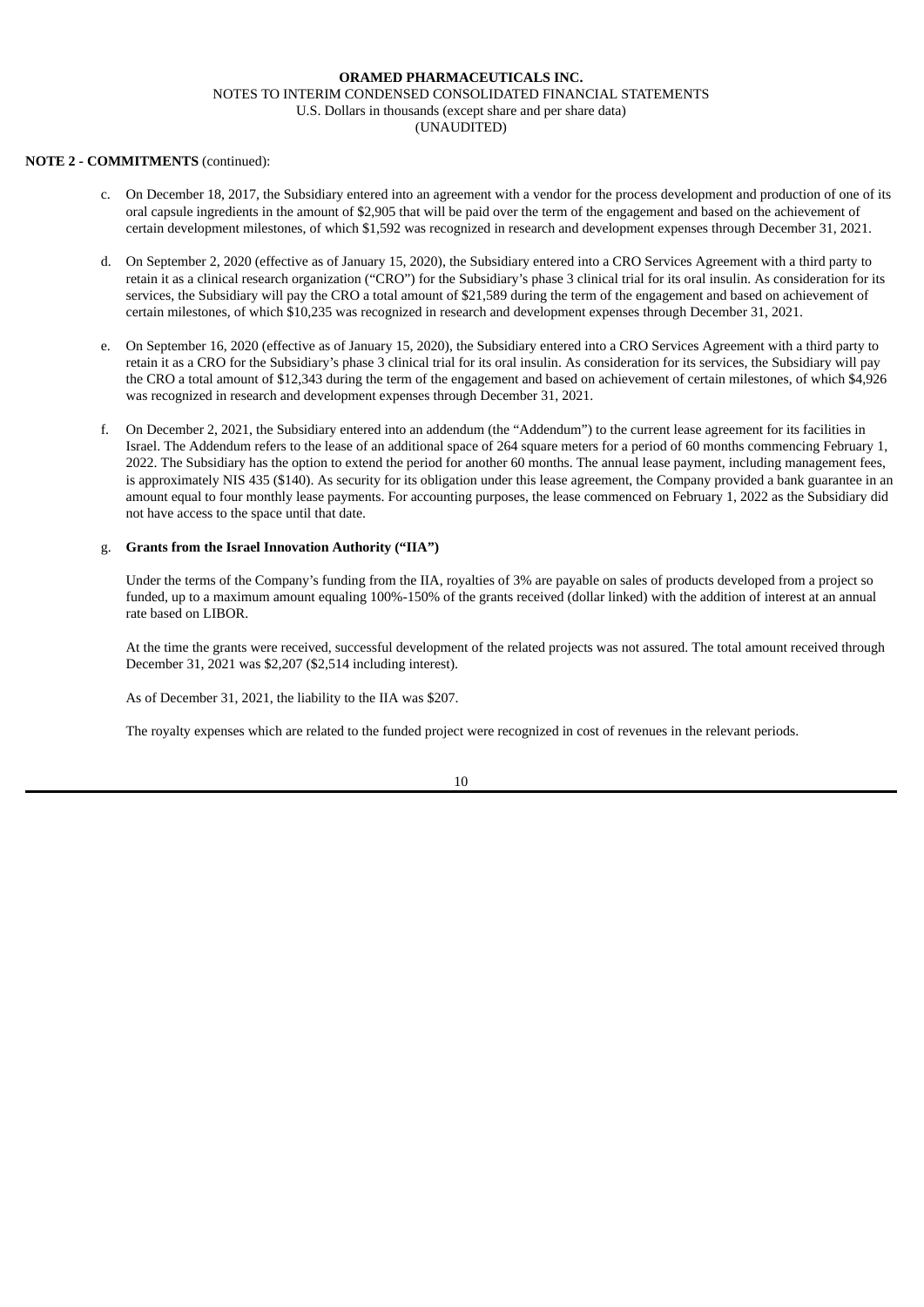**NOTE 2 - COMMITMENTS** (continued):

c. On December 18, 2017, the Subsidiary entered into an agreement with a vendor for the process development and production of one of its oral capsule ingredients in the amount of $2,905 that will be paid over the term of the engagement and based on the achievement of certain development milestones, of which $1,592 was recognized in research and development expenses through December 31, 2021.

d. On September 2, 2020 (effective as of January 15, 2020), the Subsidiary entered into a CRO Services Agreement with a third party to retain it as a clinical research organization ("CRO") for the Subsidiary's phase 3 clinical trial for its oral insulin. As consideration for its services, the Subsidiary will pay the CRO a total amount of $21,589 during the term of the engagement and based on achievement of certain milestones, of which $10,235 was recognized in research and development expenses through December 31, 2021.

e. On September 16, 2020 (effective as of January 15, 2020), the Subsidiary entered into a CRO Services Agreement with a third party to retain it as a CRO for the Subsidiary's phase 3 clinical trial for its oral insulin. As consideration for its services, the Subsidiary will pay the CRO a total amount of $12,343 during the term of the engagement and based on achievement of certain milestones, of which $4,926 was recognized in research and development expenses through December 31, 2021.

f. On December 2, 2021, the Subsidiary entered into an addendum (the "Addendum") to the current lease agreement for its facilities in Israel. The Addendum refers to the lease of an additional space of 264 square meters for a period of 60 months commencing February 1, 2022. The Subsidiary has the option to extend the period for another 60 months. The annual lease payment, including management fees, is approximately NIS 435 ($140). As security for its obligation under this lease agreement, the Company provided a bank guarantee in an amount equal to four monthly lease payments. For accounting purposes, the lease commenced on February 1, 2022 as the Subsidiary did not have access to the space until that date.

g. **Grants from the Israel Innovation Authority ("IIA")**

Under the terms of the Company's funding from the IIA, royalties of 3% are payable on sales of products developed from a project so funded, up to a maximum amount equaling 100%-150% of the grants received (dollar linked) with the addition of interest at an annual rate based on LIBOR.

At the time the grants were received, successful development of the related projects was not assured. The total amount received through December 31, 2021 was $2,207 ($2,514 including interest).

As of December 31, 2021, the liability to the IIA was $207.

The royalty expenses which are related to the funded project were recognized in cost of revenues in the relevant periods.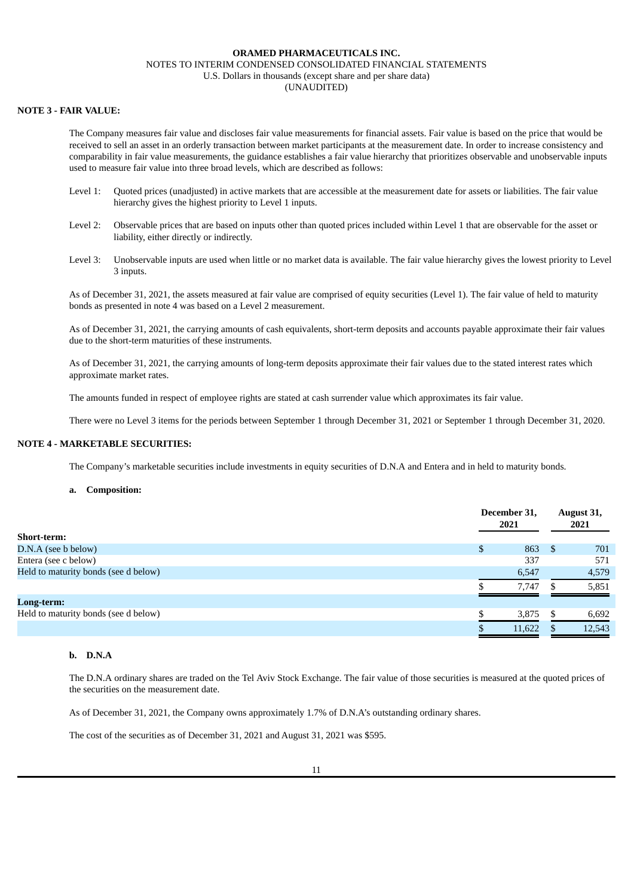## NOTE 3 - FAIR VALUE:

The Company measures fair value and discloses fair value measurements for financial assets. Fair value is based on the price that would be received to sell an asset in an orderly transaction between market participants at the measurement date. In order to increase consistency and comparability in fair value measurements, the guidance establishes a fair value hierarchy that prioritizes observable and unobservable inputs used to measure fair value into three broad levels, which are described as follows:

Level 1: Quoted prices (unadjusted) in active markets that are accessible at the measurement date for assets or liabilities. The fair value hierarchy gives the highest priority to Level 1 inputs.

Level 2: Observable prices that are based on inputs other than quoted prices included within Level 1 that are observable for the asset or liability, either directly or indirectly.

Level 3: Unobservable inputs are used when little or no market data is available. The fair value hierarchy gives the lowest priority to Level 3 inputs.

As of December 31, 2021, the assets measured at fair value are comprised of equity securities (Level 1). The fair value of held to maturity bonds as presented in note 4 was based on a Level 2 measurement.

As of December 31, 2021, the carrying amounts of cash equivalents, short-term deposits and accounts payable approximate their fair values due to the short-term maturities of these instruments.

As of December 31, 2021, the carrying amounts of long-term deposits approximate their fair values due to the stated interest rates which approximate market rates.

The amounts funded in respect of employee rights are stated at cash surrender value which approximates its fair value.

There were no Level 3 items for the periods between September 1 through December 31, 2021 or September 1 through December 31, 2020.

## NOTE 4 - MARKETABLE SECURITIES:

The Company's marketable securities include investments in equity securities of D.N.A and Entera and in held to maturity bonds.

### a. Composition:

| | December 31, 2021 | August 31, 2021 |
|---|---|---|
| **Short-term:** | | |
| D.N.A (see b below) | $ 863 | $ 701 |
| Entera (see c below) | 337 | 571 |
| Held to maturity bonds (see d below) | 6,547 | 4,579 |
| | $ 7,747 | $ 5,851 |
| **Long-term:** | | |
| Held to maturity bonds (see d below) | $ 3,875 | $ 6,692 |
| | $ 11,622 | $ 12,543 |

### b. D.N.A

The D.N.A ordinary shares are traded on the Tel Aviv Stock Exchange. The fair value of those securities is measured at the quoted prices of the securities on the measurement date.

As of December 31, 2021, the Company owns approximately 1.7% of D.N.A's outstanding ordinary shares.

The cost of the securities as of December 31, 2021 and August 31, 2021 was $595.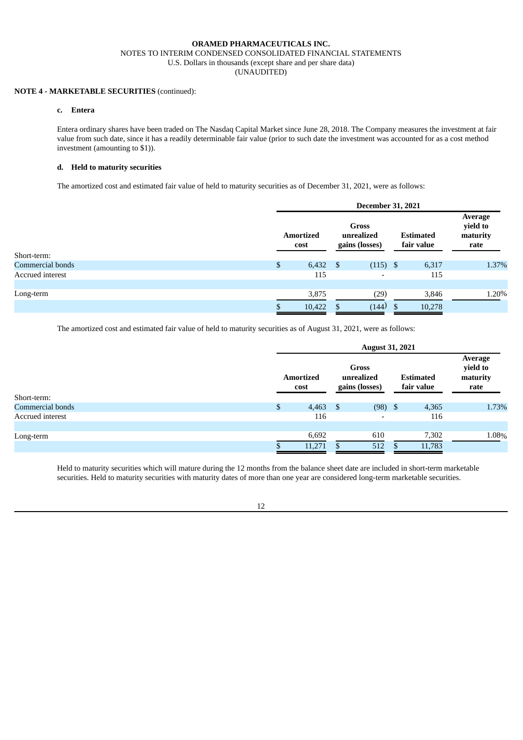**NOTE 4 - MARKETABLE SECURITIES** (continued):

**c. Entera**

Entera ordinary shares have been traded on The Nasdaq Capital Market since June 28, 2018. The Company measures the investment at fair value from such date, since it has a readily determinable fair value (prior to such date the investment was accounted for as a cost method investment (amounting to $1)).

**d. Held to maturity securities**

The amortized cost and estimated fair value of held to maturity securities as of December 31, 2021, were as follows:

| | December 31, 2021 | | | |
|---|---|---|---|---|
| | Amortized cost | Gross unrealized gains (losses) | Estimated fair value | Average yield to maturity rate |
| Short-term: | | | | |
| Commercial bonds | $ 6,432 | $ (115) | $ 6,317 | 1.37% |
| Accrued interest | 115 | - | 115 | |
| | | | | |
| Long-term | 3,875 | (29) | 3,846 | 1.20% |
| | $ 10,422 | $ (144) | $ 10,278 | |

The amortized cost and estimated fair value of held to maturity securities as of August 31, 2021, were as follows:

| | August 31, 2021 | | | |
|---|---|---|---|---|
| | Amortized cost | Gross unrealized gains (losses) | Estimated fair value | Average yield to maturity rate |
| Short-term: | | | | |
| Commercial bonds | $ 4,463 | $ (98) | $ 4,365 | 1.73% |
| Accrued interest | 116 | - | 116 | |
| | | | | |
| Long-term | 6,692 | 610 | 7,302 | 1.08% |
| | $ 11,271 | $ 512 | $ 11,783 | |

Held to maturity securities which will mature during the 12 months from the balance sheet date are included in short-term marketable securities. Held to maturity securities with maturity dates of more than one year are considered long-term marketable securities.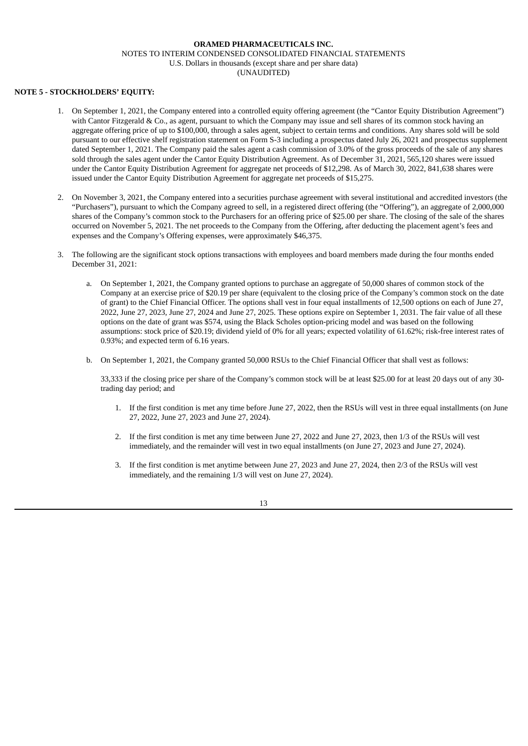**NOTE 5 - STOCKHOLDERS' EQUITY:**

1. On September 1, 2021, the Company entered into a controlled equity offering agreement (the "Cantor Equity Distribution Agreement") with Cantor Fitzgerald & Co., as agent, pursuant to which the Company may issue and sell shares of its common stock having an aggregate offering price of up to $100,000, through a sales agent, subject to certain terms and conditions. Any shares sold will be sold pursuant to our effective shelf registration statement on Form S-3 including a prospectus dated July 26, 2021 and prospectus supplement dated September 1, 2021. The Company paid the sales agent a cash commission of 3.0% of the gross proceeds of the sale of any shares sold through the sales agent under the Cantor Equity Distribution Agreement. As of December 31, 2021, 565,120 shares were issued under the Cantor Equity Distribution Agreement for aggregate net proceeds of $12,298. As of March 30, 2022, 841,638 shares were issued under the Cantor Equity Distribution Agreement for aggregate net proceeds of $15,275.

2. On November 3, 2021, the Company entered into a securities purchase agreement with several institutional and accredited investors (the "Purchasers"), pursuant to which the Company agreed to sell, in a registered direct offering (the "Offering"), an aggregate of 2,000,000 shares of the Company's common stock to the Purchasers for an offering price of $25.00 per share. The closing of the sale of the shares occurred on November 5, 2021. The net proceeds to the Company from the Offering, after deducting the placement agent's fees and expenses and the Company's Offering expenses, were approximately $46,375.

3. The following are the significant stock options transactions with employees and board members made during the four months ended December 31, 2021:

   a. On September 1, 2021, the Company granted options to purchase an aggregate of 50,000 shares of common stock of the Company at an exercise price of $20.19 per share (equivalent to the closing price of the Company's common stock on the date of grant) to the Chief Financial Officer. The options shall vest in four equal installments of 12,500 options on each of June 27, 2022, June 27, 2023, June 27, 2024 and June 27, 2025. These options expire on September 1, 2031. The fair value of all these options on the date of grant was $574, using the Black Scholes option-pricing model and was based on the following assumptions: stock price of $20.19; dividend yield of 0% for all years; expected volatility of 61.62%; risk-free interest rates of 0.93%; and expected term of 6.16 years.

   b. On September 1, 2021, the Company granted 50,000 RSUs to the Chief Financial Officer that shall vest as follows:

      33,333 if the closing price per share of the Company's common stock will be at least $25.00 for at least 20 days out of any 30-trading day period; and

      1. If the first condition is met any time before June 27, 2022, then the RSUs will vest in three equal installments (on June 27, 2022, June 27, 2023 and June 27, 2024).

      2. If the first condition is met any time between June 27, 2022 and June 27, 2023, then 1/3 of the RSUs will vest immediately, and the remainder will vest in two equal installments (on June 27, 2023 and June 27, 2024).

      3. If the first condition is met anytime between June 27, 2023 and June 27, 2024, then 2/3 of the RSUs will vest immediately, and the remaining 1/3 will vest on June 27, 2024).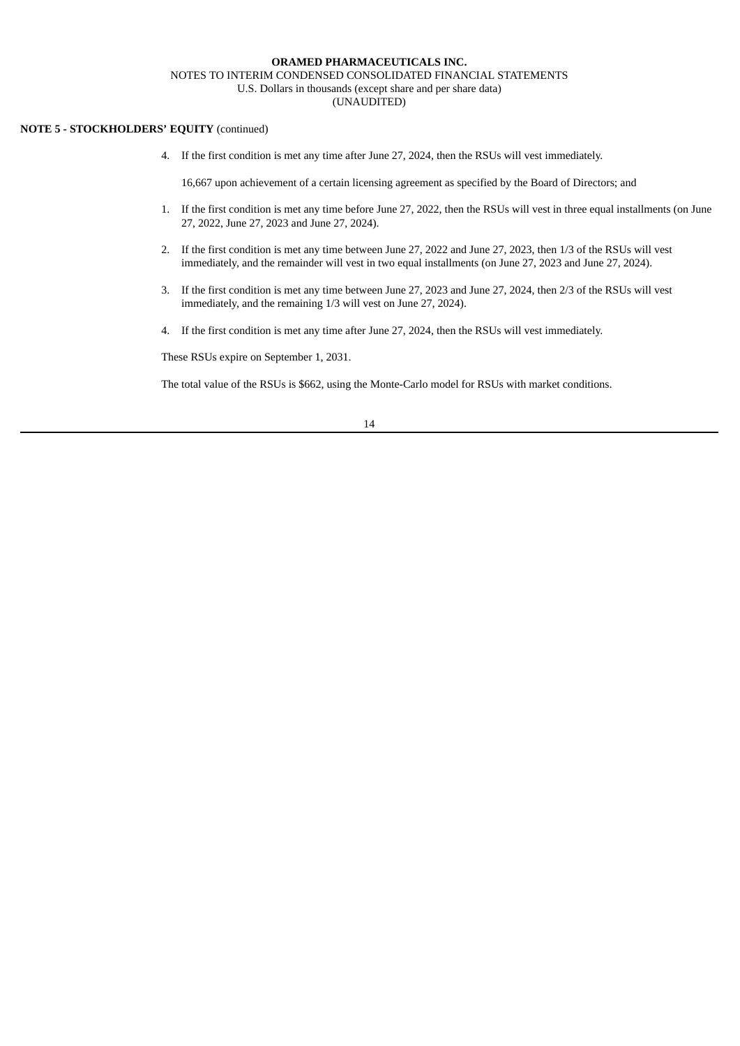**NOTE 5 - STOCKHOLDERS' EQUITY** (continued)

4. If the first condition is met any time after June 27, 2024, then the RSUs will vest immediately.

16,667 upon achievement of a certain licensing agreement as specified by the Board of Directors; and

1. If the first condition is met any time before June 27, 2022, then the RSUs will vest in three equal installments (on June 27, 2022, June 27, 2023 and June 27, 2024).
2. If the first condition is met any time between June 27, 2022 and June 27, 2023, then 1/3 of the RSUs will vest immediately, and the remainder will vest in two equal installments (on June 27, 2023 and June 27, 2024).
3. If the first condition is met any time between June 27, 2023 and June 27, 2024, then 2/3 of the RSUs will vest immediately, and the remaining 1/3 will vest on June 27, 2024).
4. If the first condition is met any time after June 27, 2024, then the RSUs will vest immediately.

These RSUs expire on September 1, 2031.

The total value of the RSUs is $662, using the Monte-Carlo model for RSUs with market conditions.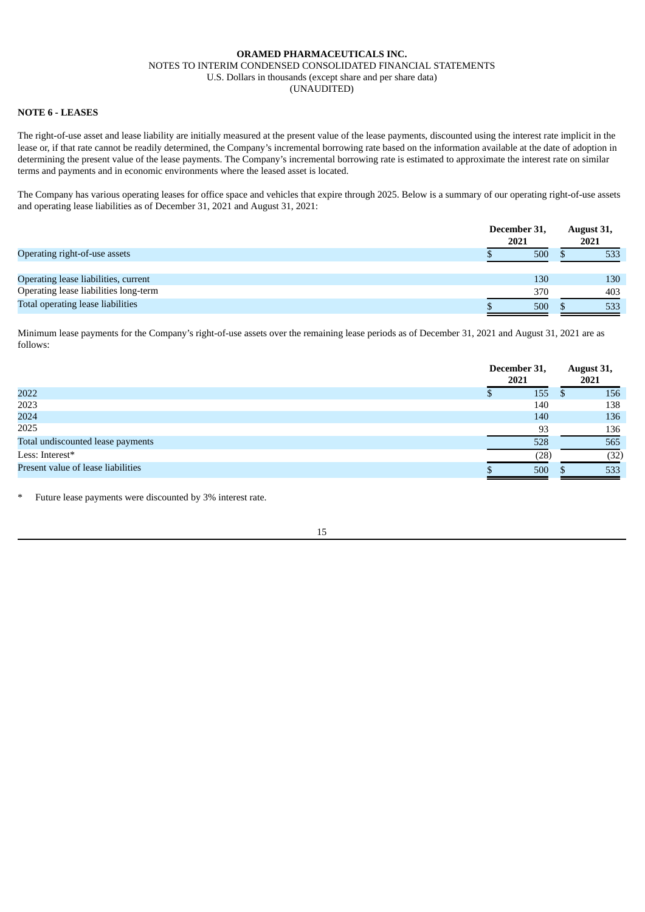**NOTE 6 - LEASES**

The right-of-use asset and lease liability are initially measured at the present value of the lease payments, discounted using the interest rate implicit in the lease or, if that rate cannot be readily determined, the Company's incremental borrowing rate based on the information available at the date of adoption in determining the present value of the lease payments. The Company's incremental borrowing rate is estimated to approximate the interest rate on similar terms and payments and in economic environments where the leased asset is located.

The Company has various operating leases for office space and vehicles that expire through 2025. Below is a summary of our operating right-of-use assets and operating lease liabilities as of December 31, 2021 and August 31, 2021:

| | December 31, 2021 | August 31, 2021 |
|---|---|---|
| Operating right-of-use assets | $ 500 | $ 533 |
| | | |
| Operating lease liabilities, current | 130 | 130 |
| Operating lease liabilities long-term | 370 | 403 |
| Total operating lease liabilities | $ 500 | $ 533 |

Minimum lease payments for the Company's right-of-use assets over the remaining lease periods as of December 31, 2021 and August 31, 2021 are as follows:

| | December 31, 2021 | August 31, 2021 |
|---|---|---|
| 2022 | $ 155 | $ 156 |
| 2023 | 140 | 138 |
| 2024 | 140 | 136 |
| 2025 | 93 | 136 |
| Total undiscounted lease payments | 528 | 565 |
| Less: Interest* | (28) | (32) |
| Present value of lease liabilities | $ 500 | $ 533 |

\* Future lease payments were discounted by 3% interest rate.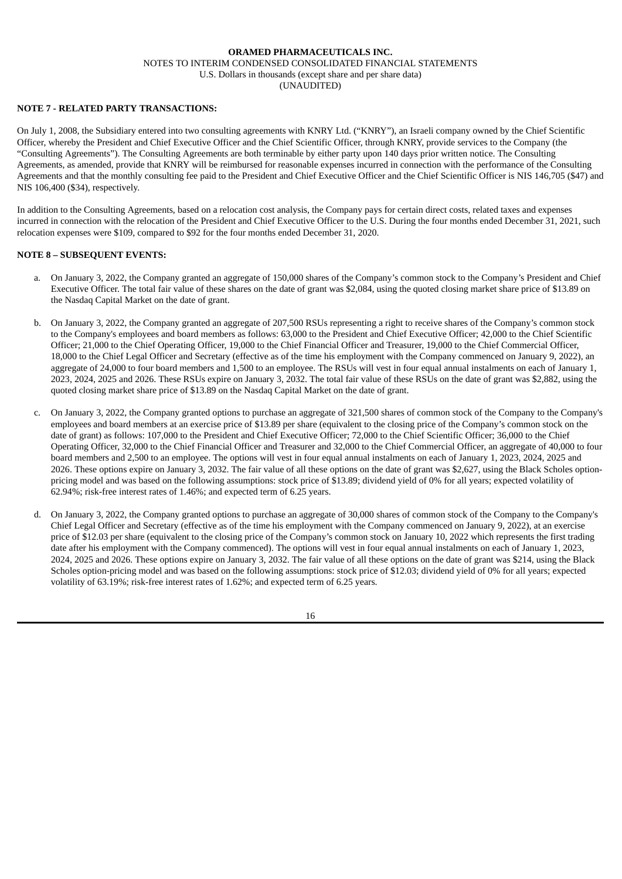**NOTE 7 - RELATED PARTY TRANSACTIONS:**

On July 1, 2008, the Subsidiary entered into two consulting agreements with KNRY Ltd. ("KNRY"), an Israeli company owned by the Chief Scientific Officer, whereby the President and Chief Executive Officer and the Chief Scientific Officer, through KNRY, provide services to the Company (the "Consulting Agreements"). The Consulting Agreements are both terminable by either party upon 140 days prior written notice. The Consulting Agreements, as amended, provide that KNRY will be reimbursed for reasonable expenses incurred in connection with the performance of the Consulting Agreements and that the monthly consulting fee paid to the President and Chief Executive Officer and the Chief Scientific Officer is NIS 146,705 ($47) and NIS 106,400 ($34), respectively.

In addition to the Consulting Agreements, based on a relocation cost analysis, the Company pays for certain direct costs, related taxes and expenses incurred in connection with the relocation of the President and Chief Executive Officer to the U.S. During the four months ended December 31, 2021, such relocation expenses were $109, compared to $92 for the four months ended December 31, 2020.

**NOTE 8 – SUBSEQUENT EVENTS:**

a. On January 3, 2022, the Company granted an aggregate of 150,000 shares of the Company's common stock to the Company's President and Chief Executive Officer. The total fair value of these shares on the date of grant was $2,084, using the quoted closing market share price of $13.89 on the Nasdaq Capital Market on the date of grant.

b. On January 3, 2022, the Company granted an aggregate of 207,500 RSUs representing a right to receive shares of the Company's common stock to the Company's employees and board members as follows: 63,000 to the President and Chief Executive Officer; 42,000 to the Chief Scientific Officer; 21,000 to the Chief Operating Officer, 19,000 to the Chief Financial Officer and Treasurer, 19,000 to the Chief Commercial Officer, 18,000 to the Chief Legal Officer and Secretary (effective as of the time his employment with the Company commenced on January 9, 2022), an aggregate of 24,000 to four board members and 1,500 to an employee. The RSUs will vest in four equal annual instalments on each of January 1, 2023, 2024, 2025 and 2026. These RSUs expire on January 3, 2032. The total fair value of these RSUs on the date of grant was $2,882, using the quoted closing market share price of $13.89 on the Nasdaq Capital Market on the date of grant.

c. On January 3, 2022, the Company granted options to purchase an aggregate of 321,500 shares of common stock of the Company to the Company's employees and board members at an exercise price of $13.89 per share (equivalent to the closing price of the Company's common stock on the date of grant) as follows: 107,000 to the President and Chief Executive Officer; 72,000 to the Chief Scientific Officer; 36,000 to the Chief Operating Officer, 32,000 to the Chief Financial Officer and Treasurer and 32,000 to the Chief Commercial Officer, an aggregate of 40,000 to four board members and 2,500 to an employee. The options will vest in four equal annual instalments on each of January 1, 2023, 2024, 2025 and 2026. These options expire on January 3, 2032. The fair value of all these options on the date of grant was $2,627, using the Black Scholes option-pricing model and was based on the following assumptions: stock price of $13.89; dividend yield of 0% for all years; expected volatility of 62.94%; risk-free interest rates of 1.46%; and expected term of 6.25 years.

d. On January 3, 2022, the Company granted options to purchase an aggregate of 30,000 shares of common stock of the Company to the Company's Chief Legal Officer and Secretary (effective as of the time his employment with the Company commenced on January 9, 2022), at an exercise price of $12.03 per share (equivalent to the closing price of the Company's common stock on January 10, 2022 which represents the first trading date after his employment with the Company commenced). The options will vest in four equal annual instalments on each of January 1, 2023, 2024, 2025 and 2026. These options expire on January 3, 2032. The fair value of all these options on the date of grant was $214, using the Black Scholes option-pricing model and was based on the following assumptions: stock price of $12.03; dividend yield of 0% for all years; expected volatility of 63.19%; risk-free interest rates of 1.62%; and expected term of 6.25 years.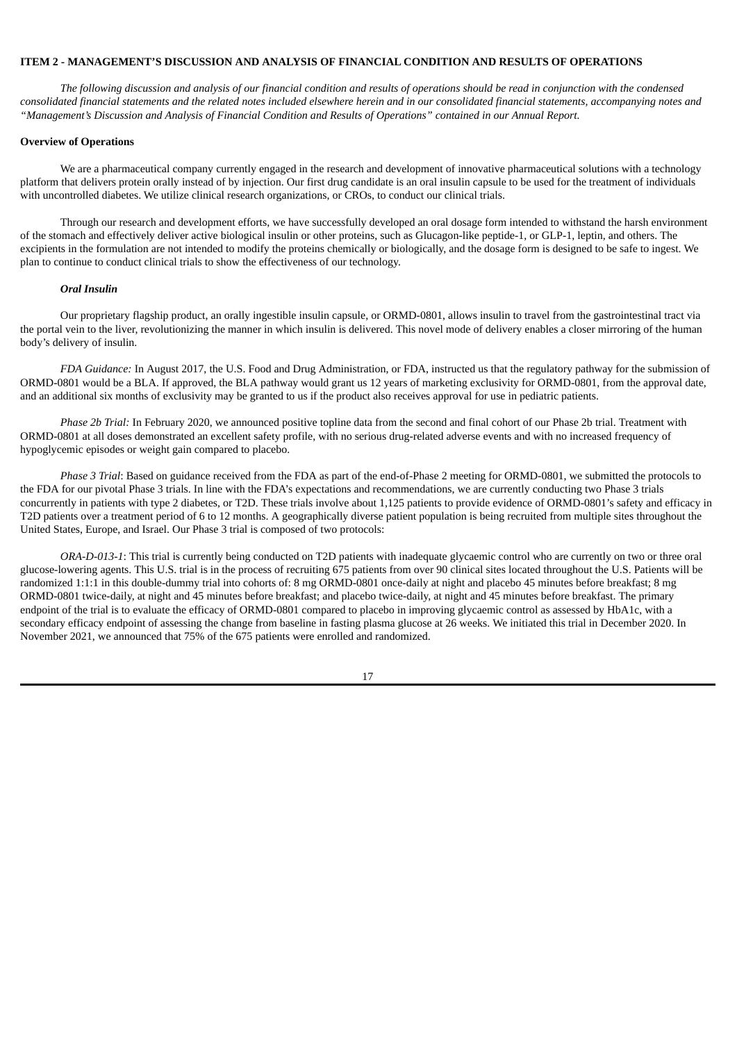### ITEM 2 - MANAGEMENT'S DISCUSSION AND ANALYSIS OF FINANCIAL CONDITION AND RESULTS OF OPERATIONS

*The following discussion and analysis of our financial condition and results of operations should be read in conjunction with the condensed consolidated financial statements and the related notes included elsewhere herein and in our consolidated financial statements, accompanying notes and "Management's Discussion and Analysis of Financial Condition and Results of Operations" contained in our Annual Report.*

**Overview of Operations**

We are a pharmaceutical company currently engaged in the research and development of innovative pharmaceutical solutions with a technology platform that delivers protein orally instead of by injection. Our first drug candidate is an oral insulin capsule to be used for the treatment of individuals with uncontrolled diabetes. We utilize clinical research organizations, or CROs, to conduct our clinical trials.

Through our research and development efforts, we have successfully developed an oral dosage form intended to withstand the harsh environment of the stomach and effectively deliver active biological insulin or other proteins, such as Glucagon-like peptide-1, or GLP-1, leptin, and others. The excipients in the formulation are not intended to modify the proteins chemically or biologically, and the dosage form is designed to be safe to ingest. We plan to continue to conduct clinical trials to show the effectiveness of our technology.

***Oral Insulin***

Our proprietary flagship product, an orally ingestible insulin capsule, or ORMD-0801, allows insulin to travel from the gastrointestinal tract via the portal vein to the liver, revolutionizing the manner in which insulin is delivered. This novel mode of delivery enables a closer mirroring of the human body's delivery of insulin.

*FDA Guidance:* In August 2017, the U.S. Food and Drug Administration, or FDA, instructed us that the regulatory pathway for the submission of ORMD-0801 would be a BLA. If approved, the BLA pathway would grant us 12 years of marketing exclusivity for ORMD-0801, from the approval date, and an additional six months of exclusivity may be granted to us if the product also receives approval for use in pediatric patients.

*Phase 2b Trial:* In February 2020, we announced positive topline data from the second and final cohort of our Phase 2b trial. Treatment with ORMD-0801 at all doses demonstrated an excellent safety profile, with no serious drug-related adverse events and with no increased frequency of hypoglycemic episodes or weight gain compared to placebo.

*Phase 3 Trial*: Based on guidance received from the FDA as part of the end-of-Phase 2 meeting for ORMD-0801, we submitted the protocols to the FDA for our pivotal Phase 3 trials. In line with the FDA's expectations and recommendations, we are currently conducting two Phase 3 trials concurrently in patients with type 2 diabetes, or T2D. These trials involve about 1,125 patients to provide evidence of ORMD-0801's safety and efficacy in T2D patients over a treatment period of 6 to 12 months. A geographically diverse patient population is being recruited from multiple sites throughout the United States, Europe, and Israel. Our Phase 3 trial is composed of two protocols:

*ORA-D-013-1*: This trial is currently being conducted on T2D patients with inadequate glycaemic control who are currently on two or three oral glucose-lowering agents. This U.S. trial is in the process of recruiting 675 patients from over 90 clinical sites located throughout the U.S. Patients will be randomized 1:1:1 in this double-dummy trial into cohorts of: 8 mg ORMD-0801 once-daily at night and placebo 45 minutes before breakfast; 8 mg ORMD-0801 twice-daily, at night and 45 minutes before breakfast; and placebo twice-daily, at night and 45 minutes before breakfast. The primary endpoint of the trial is to evaluate the efficacy of ORMD-0801 compared to placebo in improving glycaemic control as assessed by HbA1c, with a secondary efficacy endpoint of assessing the change from baseline in fasting plasma glucose at 26 weeks. We initiated this trial in December 2020. In November 2021, we announced that 75% of the 675 patients were enrolled and randomized.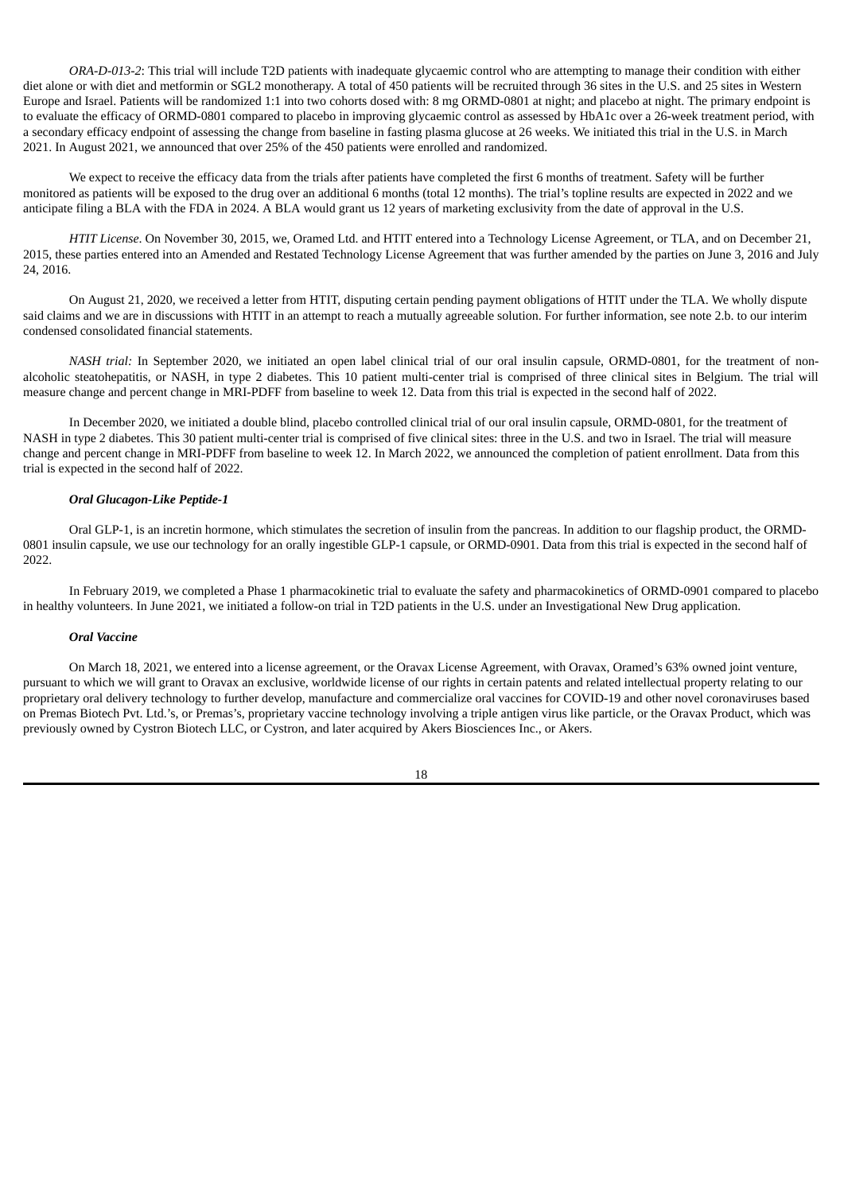*ORA-D-013-2*: This trial will include T2D patients with inadequate glycaemic control who are attempting to manage their condition with either diet alone or with diet and metformin or SGL2 monotherapy. A total of 450 patients will be recruited through 36 sites in the U.S. and 25 sites in Western Europe and Israel. Patients will be randomized 1:1 into two cohorts dosed with: 8 mg ORMD-0801 at night; and placebo at night. The primary endpoint is to evaluate the efficacy of ORMD-0801 compared to placebo in improving glycaemic control as assessed by HbA1c over a 26-week treatment period, with a secondary efficacy endpoint of assessing the change from baseline in fasting plasma glucose at 26 weeks. We initiated this trial in the U.S. in March 2021. In August 2021, we announced that over 25% of the 450 patients were enrolled and randomized.

We expect to receive the efficacy data from the trials after patients have completed the first 6 months of treatment. Safety will be further monitored as patients will be exposed to the drug over an additional 6 months (total 12 months). The trial's topline results are expected in 2022 and we anticipate filing a BLA with the FDA in 2024. A BLA would grant us 12 years of marketing exclusivity from the date of approval in the U.S.

*HTIT License*. On November 30, 2015, we, Oramed Ltd. and HTIT entered into a Technology License Agreement, or TLA, and on December 21, 2015, these parties entered into an Amended and Restated Technology License Agreement that was further amended by the parties on June 3, 2016 and July 24, 2016.

On August 21, 2020, we received a letter from HTIT, disputing certain pending payment obligations of HTIT under the TLA. We wholly dispute said claims and we are in discussions with HTIT in an attempt to reach a mutually agreeable solution. For further information, see note 2.b. to our interim condensed consolidated financial statements.

*NASH trial:* In September 2020, we initiated an open label clinical trial of our oral insulin capsule, ORMD-0801, for the treatment of non-alcoholic steatohepatitis, or NASH, in type 2 diabetes. This 10 patient multi-center trial is comprised of three clinical sites in Belgium. The trial will measure change and percent change in MRI-PDFF from baseline to week 12. Data from this trial is expected in the second half of 2022.

In December 2020, we initiated a double blind, placebo controlled clinical trial of our oral insulin capsule, ORMD-0801, for the treatment of NASH in type 2 diabetes. This 30 patient multi-center trial is comprised of five clinical sites: three in the U.S. and two in Israel. The trial will measure change and percent change in MRI-PDFF from baseline to week 12. In March 2022, we announced the completion of patient enrollment. Data from this trial is expected in the second half of 2022.

***Oral Glucagon-Like Peptide-1***

Oral GLP-1, is an incretin hormone, which stimulates the secretion of insulin from the pancreas. In addition to our flagship product, the ORMD-0801 insulin capsule, we use our technology for an orally ingestible GLP-1 capsule, or ORMD-0901. Data from this trial is expected in the second half of 2022.

In February 2019, we completed a Phase 1 pharmacokinetic trial to evaluate the safety and pharmacokinetics of ORMD-0901 compared to placebo in healthy volunteers. In June 2021, we initiated a follow-on trial in T2D patients in the U.S. under an Investigational New Drug application.

***Oral Vaccine***

On March 18, 2021, we entered into a license agreement, or the Oravax License Agreement, with Oravax, Oramed's 63% owned joint venture, pursuant to which we will grant to Oravax an exclusive, worldwide license of our rights in certain patents and related intellectual property relating to our proprietary oral delivery technology to further develop, manufacture and commercialize oral vaccines for COVID-19 and other novel coronaviruses based on Premas Biotech Pvt. Ltd.'s, or Premas's, proprietary vaccine technology involving a triple antigen virus like particle, or the Oravax Product, which was previously owned by Cystron Biotech LLC, or Cystron, and later acquired by Akers Biosciences Inc., or Akers.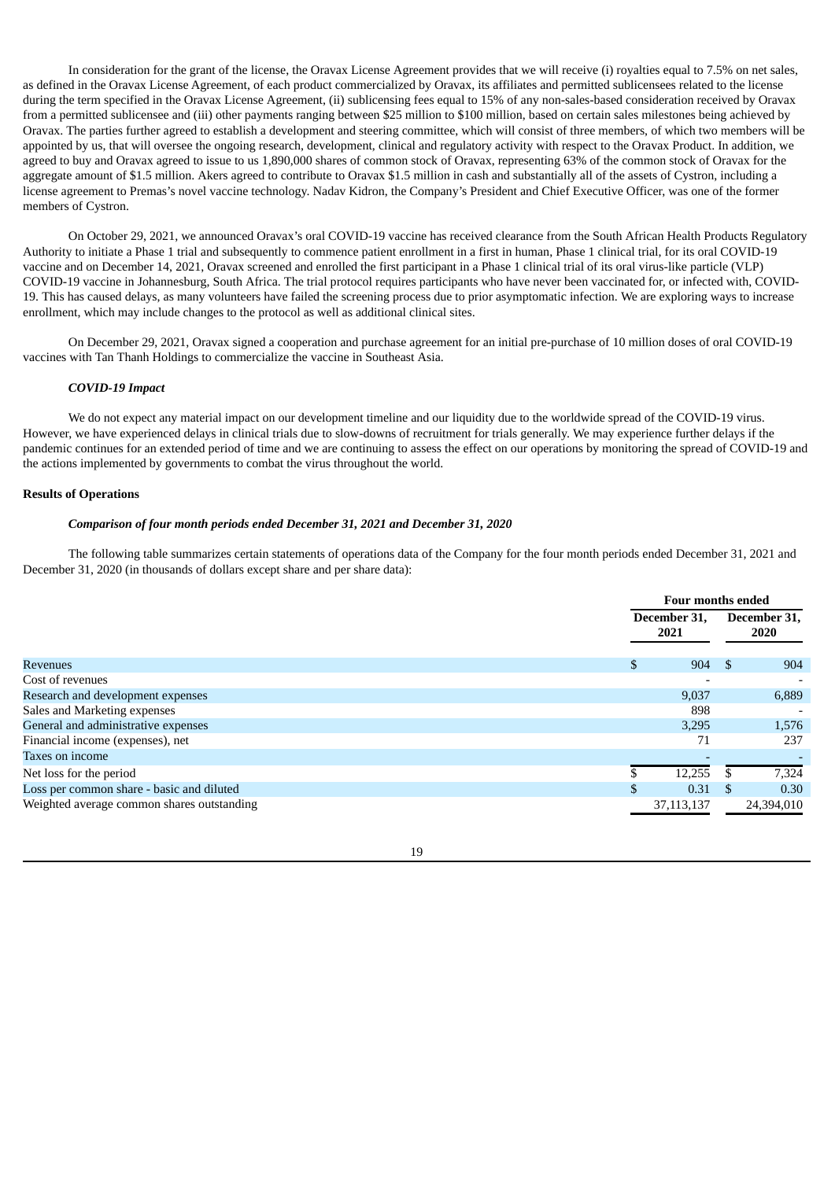In consideration for the grant of the license, the Oravax License Agreement provides that we will receive (i) royalties equal to 7.5% on net sales, as defined in the Oravax License Agreement, of each product commercialized by Oravax, its affiliates and permitted sublicensees related to the license during the term specified in the Oravax License Agreement, (ii) sublicensing fees equal to 15% of any non-sales-based consideration received by Oravax from a permitted sublicensee and (iii) other payments ranging between $25 million to $100 million, based on certain sales milestones being achieved by Oravax. The parties further agreed to establish a development and steering committee, which will consist of three members, of which two members will be appointed by us, that will oversee the ongoing research, development, clinical and regulatory activity with respect to the Oravax Product. In addition, we agreed to buy and Oravax agreed to issue to us 1,890,000 shares of common stock of Oravax, representing 63% of the common stock of Oravax for the aggregate amount of $1.5 million. Akers agreed to contribute to Oravax $1.5 million in cash and substantially all of the assets of Cystron, including a license agreement to Premas's novel vaccine technology. Nadav Kidron, the Company's President and Chief Executive Officer, was one of the former members of Cystron.

On October 29, 2021, we announced Oravax's oral COVID-19 vaccine has received clearance from the South African Health Products Regulatory Authority to initiate a Phase 1 trial and subsequently to commence patient enrollment in a first in human, Phase 1 clinical trial, for its oral COVID-19 vaccine and on December 14, 2021, Oravax screened and enrolled the first participant in a Phase 1 clinical trial of its oral virus-like particle (VLP) COVID-19 vaccine in Johannesburg, South Africa. The trial protocol requires participants who have never been vaccinated for, or infected with, COVID-19. This has caused delays, as many volunteers have failed the screening process due to prior asymptomatic infection. We are exploring ways to increase enrollment, which may include changes to the protocol as well as additional clinical sites.

On December 29, 2021, Oravax signed a cooperation and purchase agreement for an initial pre-purchase of 10 million doses of oral COVID-19 vaccines with Tan Thanh Holdings to commercialize the vaccine in Southeast Asia.

### *COVID-19 Impact*

We do not expect any material impact on our development timeline and our liquidity due to the worldwide spread of the COVID-19 virus. However, we have experienced delays in clinical trials due to slow-downs of recruitment for trials generally. We may experience further delays if the pandemic continues for an extended period of time and we are continuing to assess the effect on our operations by monitoring the spread of COVID-19 and the actions implemented by governments to combat the virus throughout the world.

## Results of Operations

### *Comparison of four month periods ended December 31, 2021 and December 31, 2020*

The following table summarizes certain statements of operations data of the Company for the four month periods ended December 31, 2021 and December 31, 2020 (in thousands of dollars except share and per share data):

| | Four months ended | |
|---|---|---|
| | December 31, 2021 | December 31, 2020 |
| Revenues | $ 904 | $ 904 |
| Cost of revenues | - | - |
| Research and development expenses | 9,037 | 6,889 |
| Sales and Marketing expenses | 898 | - |
| General and administrative expenses | 3,295 | 1,576 |
| Financial income (expenses), net | 71 | 237 |
| Taxes on income | - | - |
| Net loss for the period | $ 12,255 | $ 7,324 |
| Loss per common share - basic and diluted | $ 0.31 | $ 0.30 |
| Weighted average common shares outstanding | 37,113,137 | 24,394,010 |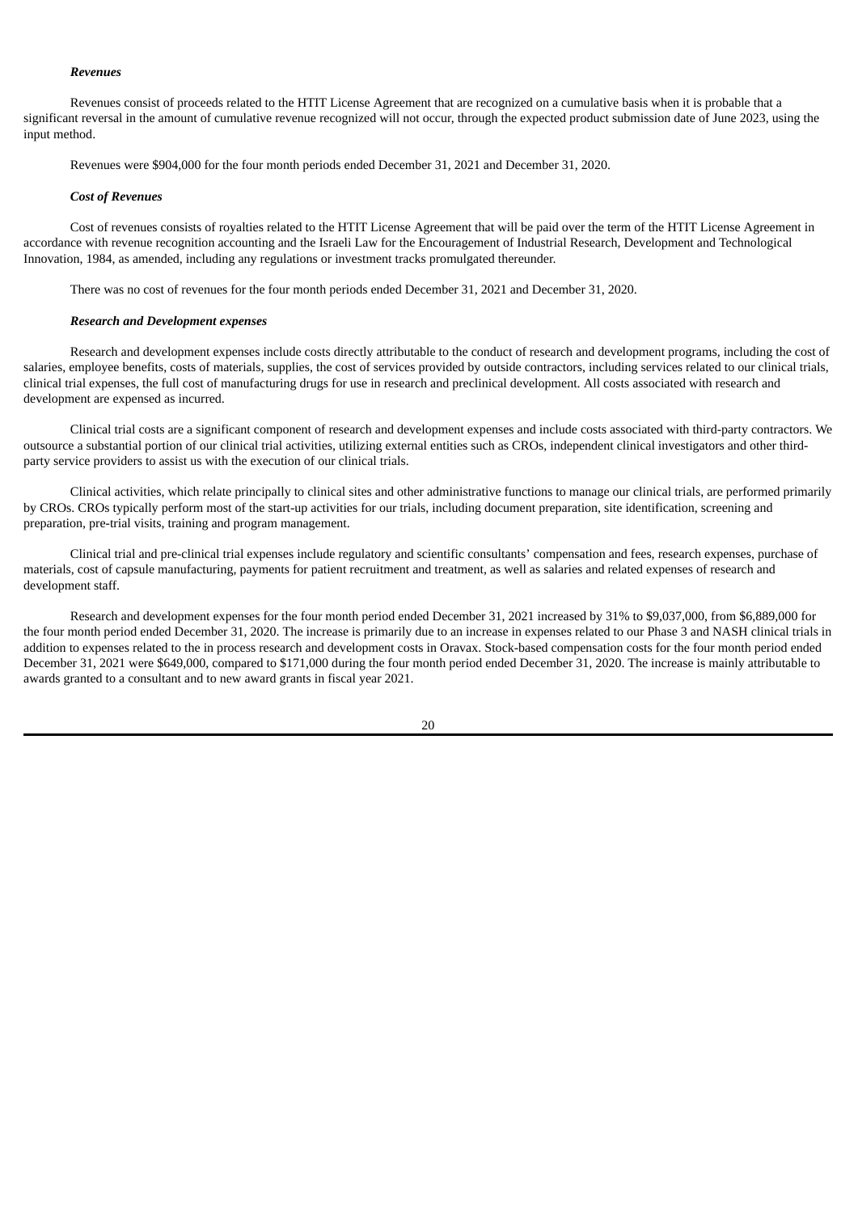***Revenues***

Revenues consist of proceeds related to the HTIT License Agreement that are recognized on a cumulative basis when it is probable that a significant reversal in the amount of cumulative revenue recognized will not occur, through the expected product submission date of June 2023, using the input method.

Revenues were $904,000 for the four month periods ended December 31, 2021 and December 31, 2020.

***Cost of Revenues***

Cost of revenues consists of royalties related to the HTIT License Agreement that will be paid over the term of the HTIT License Agreement in accordance with revenue recognition accounting and the Israeli Law for the Encouragement of Industrial Research, Development and Technological Innovation, 1984, as amended, including any regulations or investment tracks promulgated thereunder.

There was no cost of revenues for the four month periods ended December 31, 2021 and December 31, 2020.

***Research and Development expenses***

Research and development expenses include costs directly attributable to the conduct of research and development programs, including the cost of salaries, employee benefits, costs of materials, supplies, the cost of services provided by outside contractors, including services related to our clinical trials, clinical trial expenses, the full cost of manufacturing drugs for use in research and preclinical development. All costs associated with research and development are expensed as incurred.

Clinical trial costs are a significant component of research and development expenses and include costs associated with third-party contractors. We outsource a substantial portion of our clinical trial activities, utilizing external entities such as CROs, independent clinical investigators and other third-party service providers to assist us with the execution of our clinical trials.

Clinical activities, which relate principally to clinical sites and other administrative functions to manage our clinical trials, are performed primarily by CROs. CROs typically perform most of the start-up activities for our trials, including document preparation, site identification, screening and preparation, pre-trial visits, training and program management.

Clinical trial and pre-clinical trial expenses include regulatory and scientific consultants' compensation and fees, research expenses, purchase of materials, cost of capsule manufacturing, payments for patient recruitment and treatment, as well as salaries and related expenses of research and development staff.

Research and development expenses for the four month period ended December 31, 2021 increased by 31% to $9,037,000, from $6,889,000 for the four month period ended December 31, 2020. The increase is primarily due to an increase in expenses related to our Phase 3 and NASH clinical trials in addition to expenses related to the in process research and development costs in Oravax. Stock-based compensation costs for the four month period ended December 31, 2021 were $649,000, compared to $171,000 during the four month period ended December 31, 2020. The increase is mainly attributable to awards granted to a consultant and to new award grants in fiscal year 2021.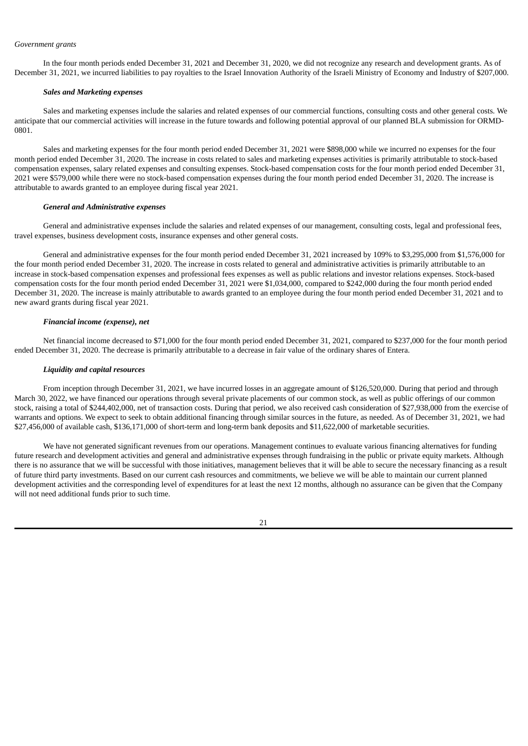*Government grants*

In the four month periods ended December 31, 2021 and December 31, 2020, we did not recognize any research and development grants. As of December 31, 2021, we incurred liabilities to pay royalties to the Israel Innovation Authority of the Israeli Ministry of Economy and Industry of $207,000.

***Sales and Marketing expenses***

Sales and marketing expenses include the salaries and related expenses of our commercial functions, consulting costs and other general costs. We anticipate that our commercial activities will increase in the future towards and following potential approval of our planned BLA submission for ORMD-0801.

Sales and marketing expenses for the four month period ended December 31, 2021 were $898,000 while we incurred no expenses for the four month period ended December 31, 2020. The increase in costs related to sales and marketing expenses activities is primarily attributable to stock-based compensation expenses, salary related expenses and consulting expenses. Stock-based compensation costs for the four month period ended December 31, 2021 were $579,000 while there were no stock-based compensation expenses during the four month period ended December 31, 2020. The increase is attributable to awards granted to an employee during fiscal year 2021.

***General and Administrative expenses***

General and administrative expenses include the salaries and related expenses of our management, consulting costs, legal and professional fees, travel expenses, business development costs, insurance expenses and other general costs.

General and administrative expenses for the four month period ended December 31, 2021 increased by 109% to $3,295,000 from $1,576,000 for the four month period ended December 31, 2020. The increase in costs related to general and administrative activities is primarily attributable to an increase in stock-based compensation expenses and professional fees expenses as well as public relations and investor relations expenses. Stock-based compensation costs for the four month period ended December 31, 2021 were $1,034,000, compared to $242,000 during the four month period ended December 31, 2020. The increase is mainly attributable to awards granted to an employee during the four month period ended December 31, 2021 and to new award grants during fiscal year 2021.

***Financial income (expense), net***

Net financial income decreased to $71,000 for the four month period ended December 31, 2021, compared to $237,000 for the four month period ended December 31, 2020. The decrease is primarily attributable to a decrease in fair value of the ordinary shares of Entera.

***Liquidity and capital resources***

From inception through December 31, 2021, we have incurred losses in an aggregate amount of $126,520,000. During that period and through March 30, 2022, we have financed our operations through several private placements of our common stock, as well as public offerings of our common stock, raising a total of $244,402,000, net of transaction costs. During that period, we also received cash consideration of $27,938,000 from the exercise of warrants and options. We expect to seek to obtain additional financing through similar sources in the future, as needed. As of December 31, 2021, we had $27,456,000 of available cash, $136,171,000 of short-term and long-term bank deposits and $11,622,000 of marketable securities.

We have not generated significant revenues from our operations. Management continues to evaluate various financing alternatives for funding future research and development activities and general and administrative expenses through fundraising in the public or private equity markets. Although there is no assurance that we will be successful with those initiatives, management believes that it will be able to secure the necessary financing as a result of future third party investments. Based on our current cash resources and commitments, we believe we will be able to maintain our current planned development activities and the corresponding level of expenditures for at least the next 12 months, although no assurance can be given that the Company will not need additional funds prior to such time.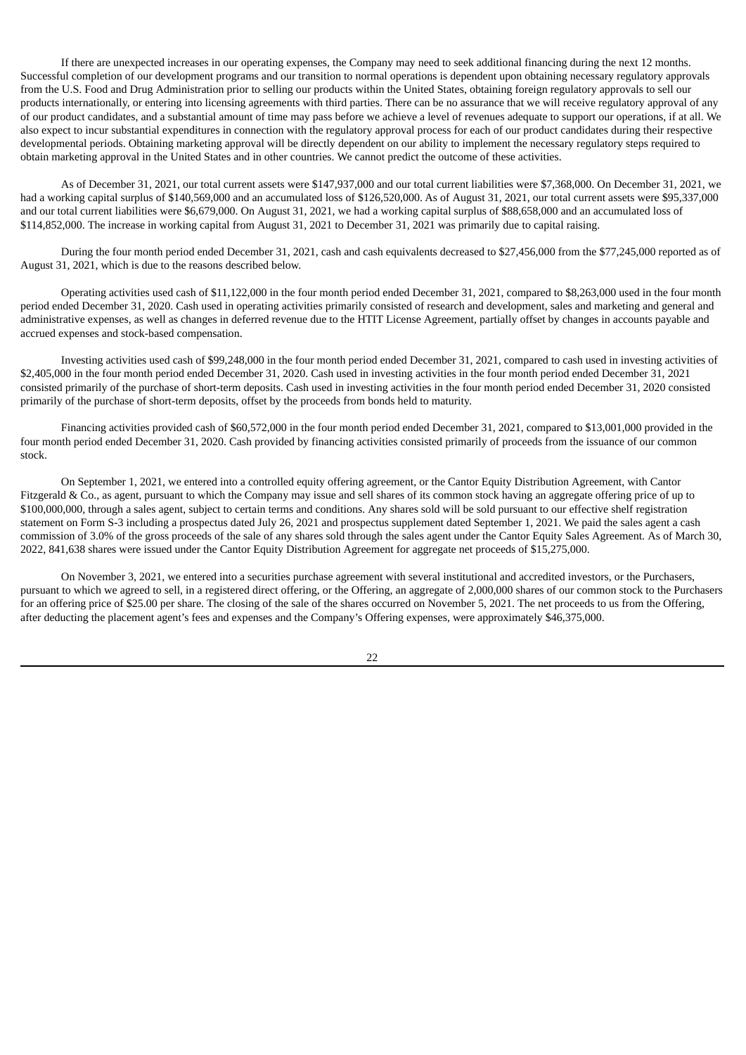If there are unexpected increases in our operating expenses, the Company may need to seek additional financing during the next 12 months. Successful completion of our development programs and our transition to normal operations is dependent upon obtaining necessary regulatory approvals from the U.S. Food and Drug Administration prior to selling our products within the United States, obtaining foreign regulatory approvals to sell our products internationally, or entering into licensing agreements with third parties. There can be no assurance that we will receive regulatory approval of any of our product candidates, and a substantial amount of time may pass before we achieve a level of revenues adequate to support our operations, if at all. We also expect to incur substantial expenditures in connection with the regulatory approval process for each of our product candidates during their respective developmental periods. Obtaining marketing approval will be directly dependent on our ability to implement the necessary regulatory steps required to obtain marketing approval in the United States and in other countries. We cannot predict the outcome of these activities.

As of December 31, 2021, our total current assets were $147,937,000 and our total current liabilities were $7,368,000. On December 31, 2021, we had a working capital surplus of $140,569,000 and an accumulated loss of $126,520,000. As of August 31, 2021, our total current assets were $95,337,000 and our total current liabilities were $6,679,000. On August 31, 2021, we had a working capital surplus of $88,658,000 and an accumulated loss of $114,852,000. The increase in working capital from August 31, 2021 to December 31, 2021 was primarily due to capital raising.

During the four month period ended December 31, 2021, cash and cash equivalents decreased to $27,456,000 from the $77,245,000 reported as of August 31, 2021, which is due to the reasons described below.

Operating activities used cash of $11,122,000 in the four month period ended December 31, 2021, compared to $8,263,000 used in the four month period ended December 31, 2020. Cash used in operating activities primarily consisted of research and development, sales and marketing and general and administrative expenses, as well as changes in deferred revenue due to the HTIT License Agreement, partially offset by changes in accounts payable and accrued expenses and stock-based compensation.

Investing activities used cash of $99,248,000 in the four month period ended December 31, 2021, compared to cash used in investing activities of $2,405,000 in the four month period ended December 31, 2020. Cash used in investing activities in the four month period ended December 31, 2021 consisted primarily of the purchase of short-term deposits. Cash used in investing activities in the four month period ended December 31, 2020 consisted primarily of the purchase of short-term deposits, offset by the proceeds from bonds held to maturity.

Financing activities provided cash of $60,572,000 in the four month period ended December 31, 2021, compared to $13,001,000 provided in the four month period ended December 31, 2020. Cash provided by financing activities consisted primarily of proceeds from the issuance of our common stock.

On September 1, 2021, we entered into a controlled equity offering agreement, or the Cantor Equity Distribution Agreement, with Cantor Fitzgerald & Co., as agent, pursuant to which the Company may issue and sell shares of its common stock having an aggregate offering price of up to $100,000,000, through a sales agent, subject to certain terms and conditions. Any shares sold will be sold pursuant to our effective shelf registration statement on Form S-3 including a prospectus dated July 26, 2021 and prospectus supplement dated September 1, 2021. We paid the sales agent a cash commission of 3.0% of the gross proceeds of the sale of any shares sold through the sales agent under the Cantor Equity Sales Agreement. As of March 30, 2022, 841,638 shares were issued under the Cantor Equity Distribution Agreement for aggregate net proceeds of $15,275,000.

On November 3, 2021, we entered into a securities purchase agreement with several institutional and accredited investors, or the Purchasers, pursuant to which we agreed to sell, in a registered direct offering, or the Offering, an aggregate of 2,000,000 shares of our common stock to the Purchasers for an offering price of $25.00 per share. The closing of the sale of the shares occurred on November 5, 2021. The net proceeds to us from the Offering, after deducting the placement agent's fees and expenses and the Company's Offering expenses, were approximately $46,375,000.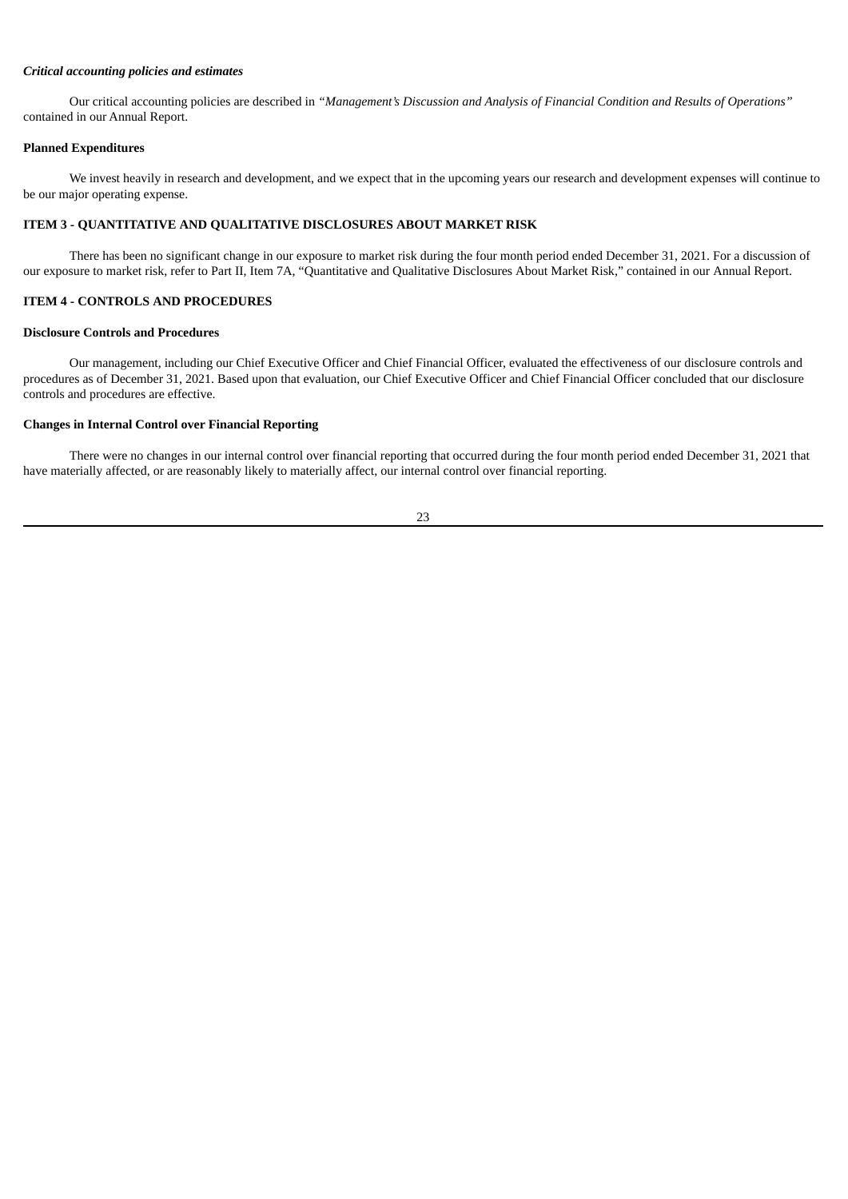***Critical accounting policies and estimates***

Our critical accounting policies are described in *"Management's Discussion and Analysis of Financial Condition and Results of Operations"* contained in our Annual Report.

**Planned Expenditures**

We invest heavily in research and development, and we expect that in the upcoming years our research and development expenses will continue to be our major operating expense.

## ITEM 3 - QUANTITATIVE AND QUALITATIVE DISCLOSURES ABOUT MARKET RISK

There has been no significant change in our exposure to market risk during the four month period ended December 31, 2021. For a discussion of our exposure to market risk, refer to Part II, Item 7A, "Quantitative and Qualitative Disclosures About Market Risk," contained in our Annual Report.

## ITEM 4 - CONTROLS AND PROCEDURES

**Disclosure Controls and Procedures**

Our management, including our Chief Executive Officer and Chief Financial Officer, evaluated the effectiveness of our disclosure controls and procedures as of December 31, 2021. Based upon that evaluation, our Chief Executive Officer and Chief Financial Officer concluded that our disclosure controls and procedures are effective.

**Changes in Internal Control over Financial Reporting**

There were no changes in our internal control over financial reporting that occurred during the four month period ended December 31, 2021 that have materially affected, or are reasonably likely to materially affect, our internal control over financial reporting.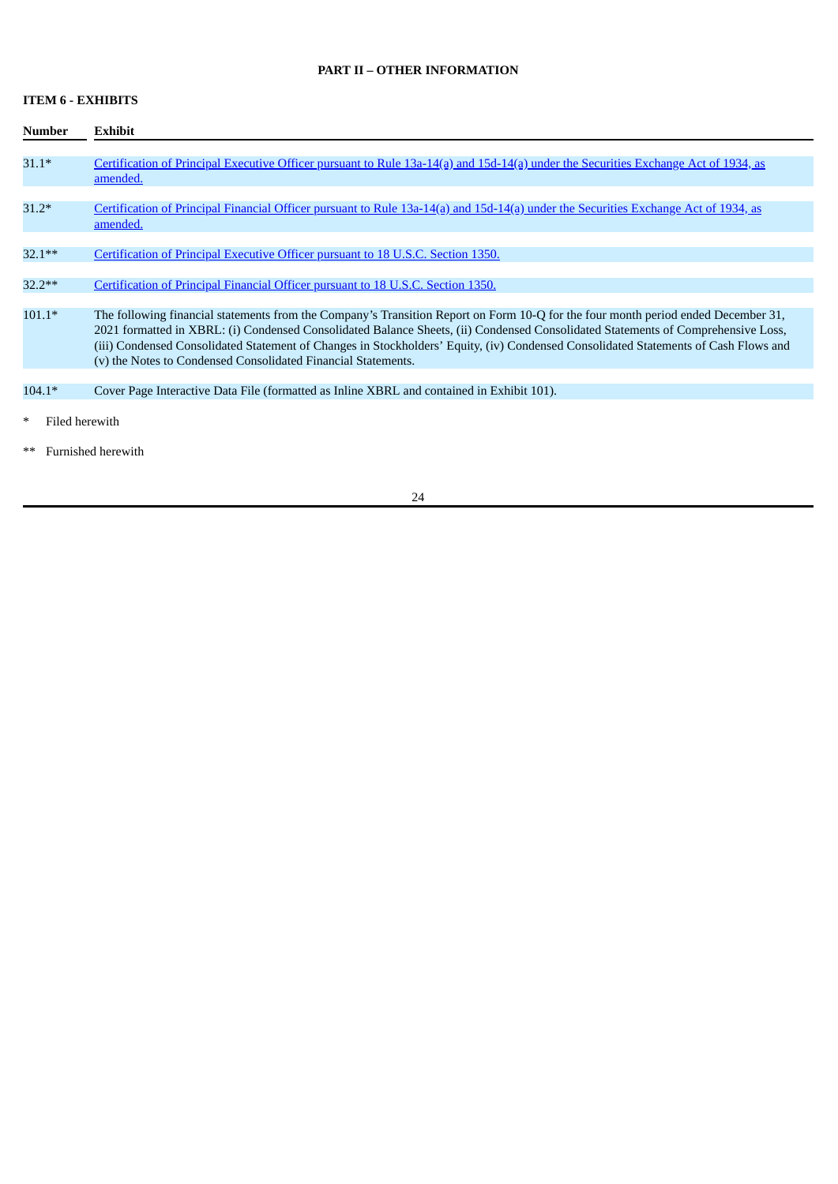## PART II – OTHER INFORMATION

### ITEM 6 - EXHIBITS

| Number | Exhibit |
|---|---|
| 31.1* | Certification of Principal Executive Officer pursuant to Rule 13a-14(a) and 15d-14(a) under the Securities Exchange Act of 1934, as amended. |
| 31.2* | Certification of Principal Financial Officer pursuant to Rule 13a-14(a) and 15d-14(a) under the Securities Exchange Act of 1934, as amended. |
| 32.1** | Certification of Principal Executive Officer pursuant to 18 U.S.C. Section 1350. |
| 32.2** | Certification of Principal Financial Officer pursuant to 18 U.S.C. Section 1350. |
| 101.1* | The following financial statements from the Company's Transition Report on Form 10-Q for the four month period ended December 31, 2021 formatted in XBRL: (i) Condensed Consolidated Balance Sheets, (ii) Condensed Consolidated Statements of Comprehensive Loss, (iii) Condensed Consolidated Statement of Changes in Stockholders' Equity, (iv) Condensed Consolidated Statements of Cash Flows and (v) the Notes to Condensed Consolidated Financial Statements. |
| 104.1* | Cover Page Interactive Data File (formatted as Inline XBRL and contained in Exhibit 101). |

\* Filed herewith

** Furnished herewith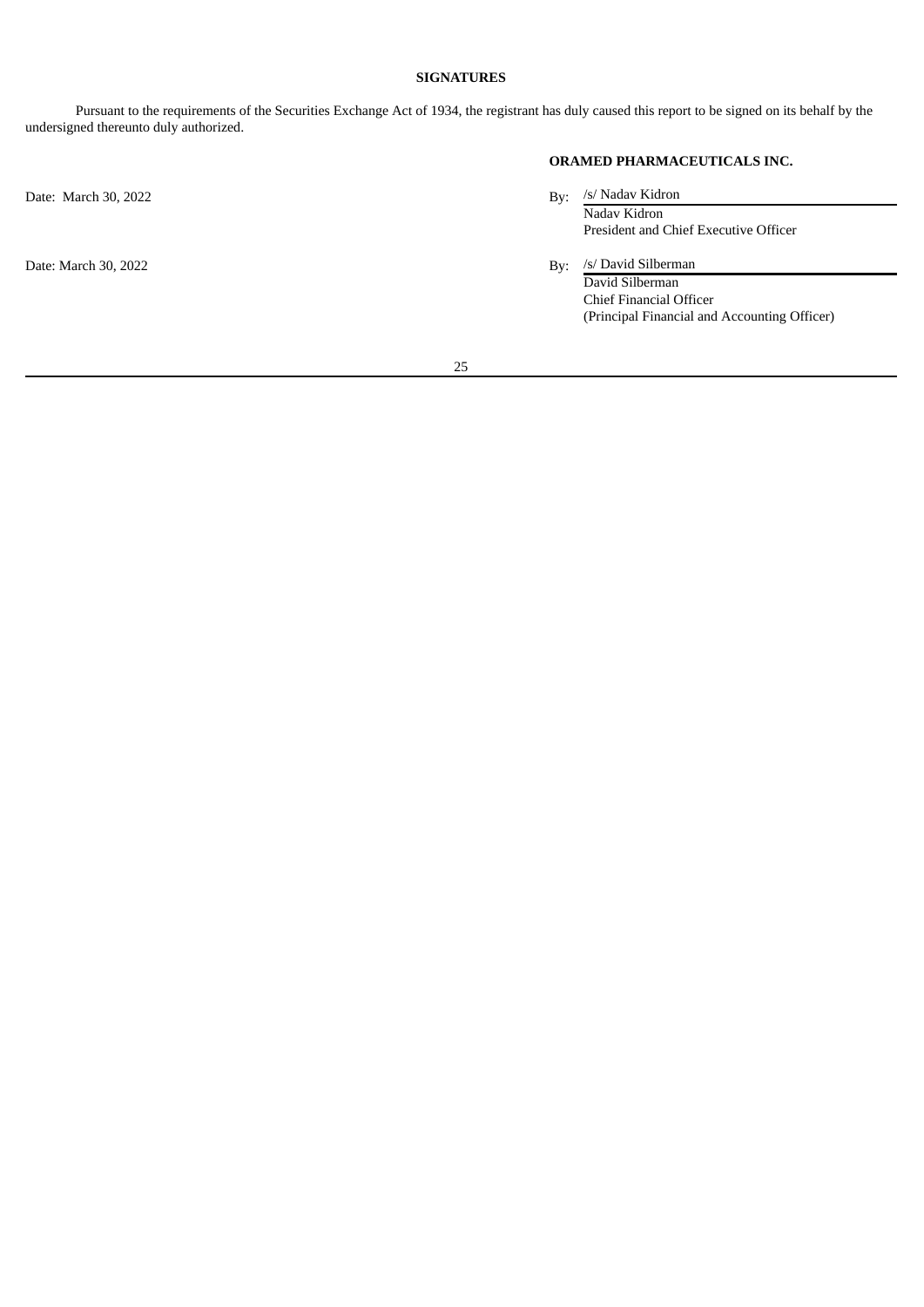## SIGNATURES

Pursuant to the requirements of the Securities Exchange Act of 1934, the registrant has duly caused this report to be signed on its behalf by the undersigned thereunto duly authorized.

**ORAMED PHARMACEUTICALS INC.**

| | |
|---|---|
| Date: March 30, 2022 | By: /s/ Nadav Kidron<br>Nadav Kidron<br>President and Chief Executive Officer |
| Date: March 30, 2022 | By: /s/ David Silberman<br>David Silberman<br>Chief Financial Officer<br>(Principal Financial and Accounting Officer) |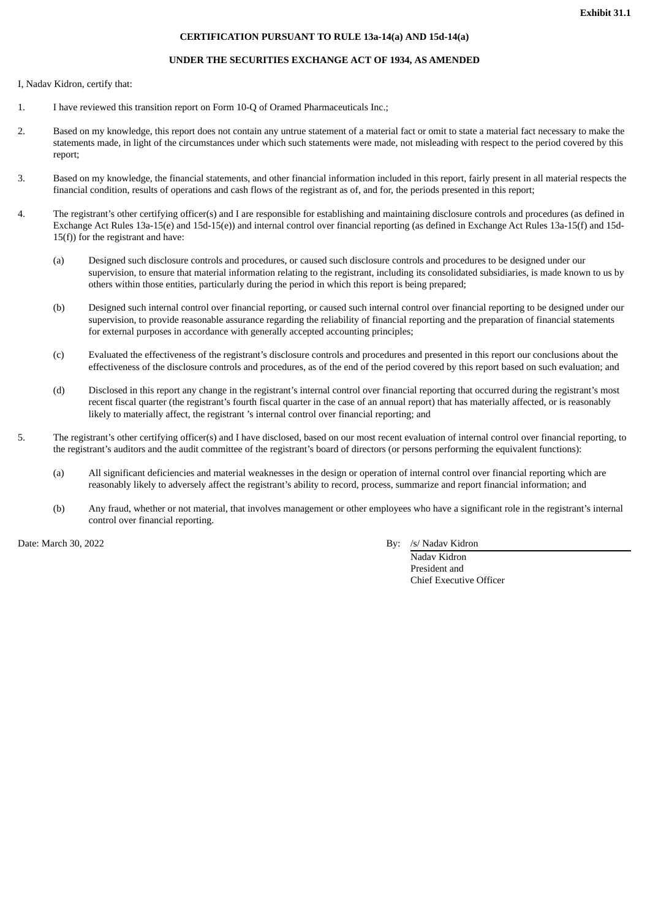**Exhibit 31.1**

**CERTIFICATION PURSUANT TO RULE 13a-14(a) AND 15d-14(a)**

**UNDER THE SECURITIES EXCHANGE ACT OF 1934, AS AMENDED**

I, Nadav Kidron, certify that:

1. I have reviewed this transition report on Form 10-Q of Oramed Pharmaceuticals Inc.;

2. Based on my knowledge, this report does not contain any untrue statement of a material fact or omit to state a material fact necessary to make the statements made, in light of the circumstances under which such statements were made, not misleading with respect to the period covered by this report;

3. Based on my knowledge, the financial statements, and other financial information included in this report, fairly present in all material respects the financial condition, results of operations and cash flows of the registrant as of, and for, the periods presented in this report;

4. The registrant's other certifying officer(s) and I are responsible for establishing and maintaining disclosure controls and procedures (as defined in Exchange Act Rules 13a-15(e) and 15d-15(e)) and internal control over financial reporting (as defined in Exchange Act Rules 13a-15(f) and 15d-15(f)) for the registrant and have:

   (a) Designed such disclosure controls and procedures, or caused such disclosure controls and procedures to be designed under our supervision, to ensure that material information relating to the registrant, including its consolidated subsidiaries, is made known to us by others within those entities, particularly during the period in which this report is being prepared;

   (b) Designed such internal control over financial reporting, or caused such internal control over financial reporting to be designed under our supervision, to provide reasonable assurance regarding the reliability of financial reporting and the preparation of financial statements for external purposes in accordance with generally accepted accounting principles;

   (c) Evaluated the effectiveness of the registrant's disclosure controls and procedures and presented in this report our conclusions about the effectiveness of the disclosure controls and procedures, as of the end of the period covered by this report based on such evaluation; and

   (d) Disclosed in this report any change in the registrant's internal control over financial reporting that occurred during the registrant's most recent fiscal quarter (the registrant's fourth fiscal quarter in the case of an annual report) that has materially affected, or is reasonably likely to materially affect, the registrant 's internal control over financial reporting; and

5. The registrant's other certifying officer(s) and I have disclosed, based on our most recent evaluation of internal control over financial reporting, to the registrant's auditors and the audit committee of the registrant's board of directors (or persons performing the equivalent functions):

   (a) All significant deficiencies and material weaknesses in the design or operation of internal control over financial reporting which are reasonably likely to adversely affect the registrant's ability to record, process, summarize and report financial information; and

   (b) Any fraud, whether or not material, that involves management or other employees who have a significant role in the registrant's internal control over financial reporting.

Date: March 30, 2022

By: /s/ Nadav Kidron
Nadav Kidron
President and
Chief Executive Officer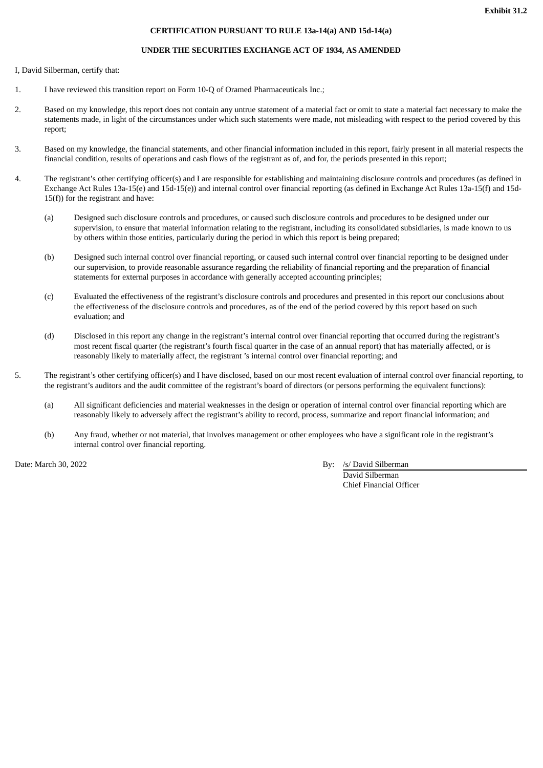**Exhibit 31.2**

**CERTIFICATION PURSUANT TO RULE 13a-14(a) AND 15d-14(a)**

**UNDER THE SECURITIES EXCHANGE ACT OF 1934, AS AMENDED**

I, David Silberman, certify that:

1. I have reviewed this transition report on Form 10-Q of Oramed Pharmaceuticals Inc.;

2. Based on my knowledge, this report does not contain any untrue statement of a material fact or omit to state a material fact necessary to make the statements made, in light of the circumstances under which such statements were made, not misleading with respect to the period covered by this report;

3. Based on my knowledge, the financial statements, and other financial information included in this report, fairly present in all material respects the financial condition, results of operations and cash flows of the registrant as of, and for, the periods presented in this report;

4. The registrant's other certifying officer(s) and I are responsible for establishing and maintaining disclosure controls and procedures (as defined in Exchange Act Rules 13a-15(e) and 15d-15(e)) and internal control over financial reporting (as defined in Exchange Act Rules 13a-15(f) and 15d-15(f)) for the registrant and have:

   (a) Designed such disclosure controls and procedures, or caused such disclosure controls and procedures to be designed under our supervision, to ensure that material information relating to the registrant, including its consolidated subsidiaries, is made known to us by others within those entities, particularly during the period in which this report is being prepared;

   (b) Designed such internal control over financial reporting, or caused such internal control over financial reporting to be designed under our supervision, to provide reasonable assurance regarding the reliability of financial reporting and the preparation of financial statements for external purposes in accordance with generally accepted accounting principles;

   (c) Evaluated the effectiveness of the registrant's disclosure controls and procedures and presented in this report our conclusions about the effectiveness of the disclosure controls and procedures, as of the end of the period covered by this report based on such evaluation; and

   (d) Disclosed in this report any change in the registrant's internal control over financial reporting that occurred during the registrant's most recent fiscal quarter (the registrant's fourth fiscal quarter in the case of an annual report) that has materially affected, or is reasonably likely to materially affect, the registrant 's internal control over financial reporting; and

5. The registrant's other certifying officer(s) and I have disclosed, based on our most recent evaluation of internal control over financial reporting, to the registrant's auditors and the audit committee of the registrant's board of directors (or persons performing the equivalent functions):

   (a) All significant deficiencies and material weaknesses in the design or operation of internal control over financial reporting which are reasonably likely to adversely affect the registrant's ability to record, process, summarize and report financial information; and

   (b) Any fraud, whether or not material, that involves management or other employees who have a significant role in the registrant's internal control over financial reporting.

Date: March 30, 2022

By: /s/ David Silberman
David Silberman
Chief Financial Officer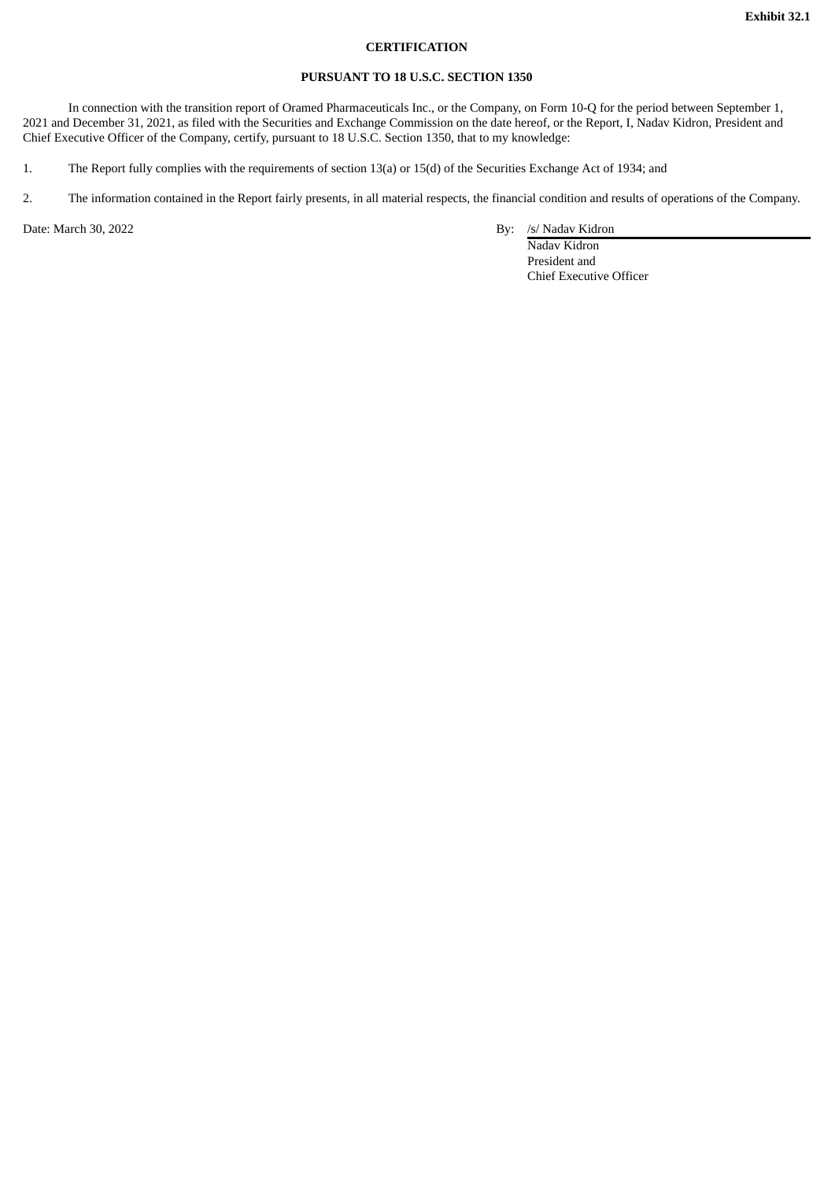**Exhibit 32.1**

**CERTIFICATION**

**PURSUANT TO 18 U.S.C. SECTION 1350**

In connection with the transition report of Oramed Pharmaceuticals Inc., or the Company, on Form 10-Q for the period between September 1, 2021 and December 31, 2021, as filed with the Securities and Exchange Commission on the date hereof, or the Report, I, Nadav Kidron, President and Chief Executive Officer of the Company, certify, pursuant to 18 U.S.C. Section 1350, that to my knowledge:

1. The Report fully complies with the requirements of section 13(a) or 15(d) of the Securities Exchange Act of 1934; and

2. The information contained in the Report fairly presents, in all material respects, the financial condition and results of operations of the Company.

Date: March 30, 2022

By: /s/ Nadav Kidron
Nadav Kidron
President and
Chief Executive Officer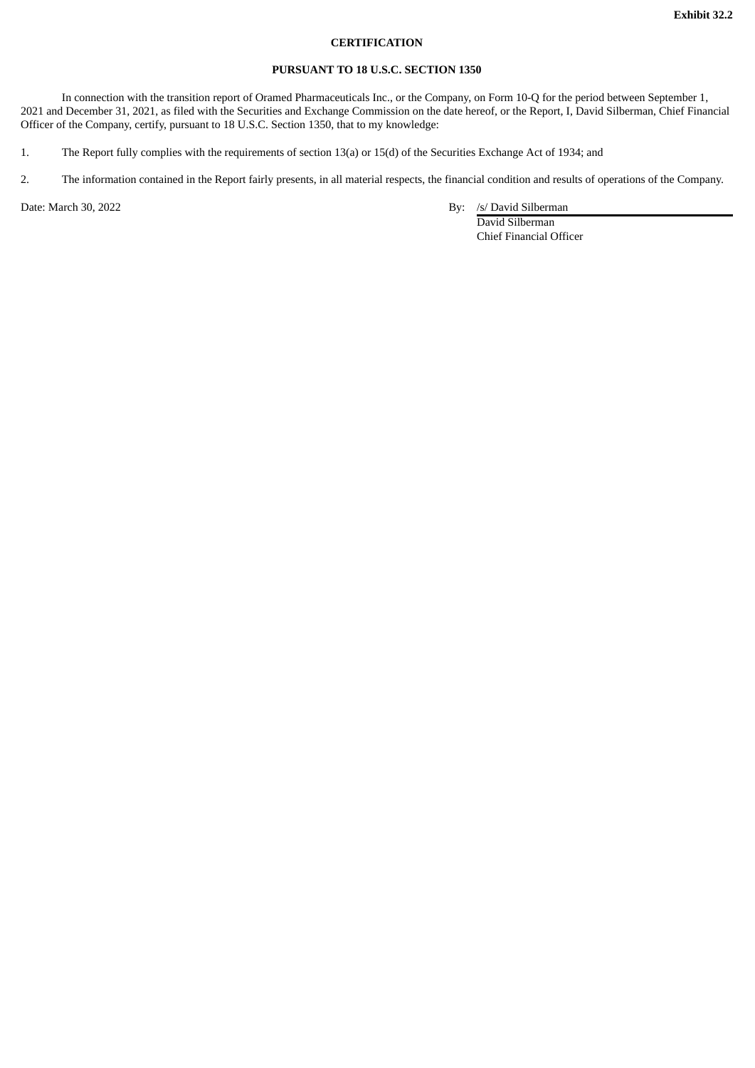**Exhibit 32.2**

**CERTIFICATION**

**PURSUANT TO 18 U.S.C. SECTION 1350**

In connection with the transition report of Oramed Pharmaceuticals Inc., or the Company, on Form 10-Q for the period between September 1, 2021 and December 31, 2021, as filed with the Securities and Exchange Commission on the date hereof, or the Report, I, David Silberman, Chief Financial Officer of the Company, certify, pursuant to 18 U.S.C. Section 1350, that to my knowledge:

1. The Report fully complies with the requirements of section 13(a) or 15(d) of the Securities Exchange Act of 1934; and

2. The information contained in the Report fairly presents, in all material respects, the financial condition and results of operations of the Company.

Date: March 30, 2022

By: /s/ David Silberman
David Silberman
Chief Financial Officer